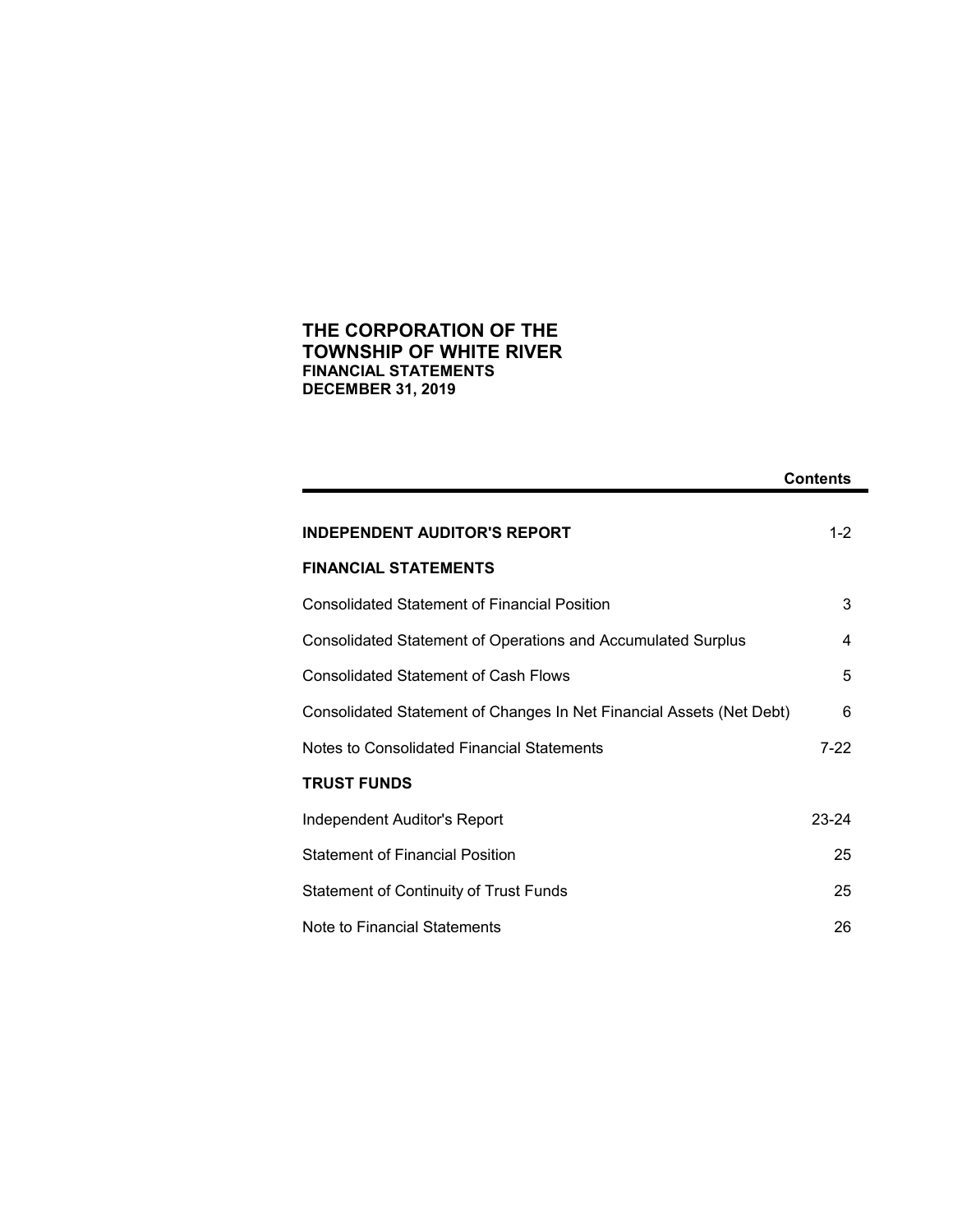# THE CORPORATION OF THE TOWNSHIP OF WHITE RIVER

**FINANCIAL STATEMENTS**
**DECEMBER 31, 2019**

| | **Contents** |
|---|---|
| **INDEPENDENT AUDITOR'S REPORT** | 1-2 |
| **FINANCIAL STATEMENTS** | |
| Consolidated Statement of Financial Position | 3 |
| Consolidated Statement of Operations and Accumulated Surplus | 4 |
| Consolidated Statement of Cash Flows | 5 |
| Consolidated Statement of Changes In Net Financial Assets (Net Debt) | 6 |
| Notes to Consolidated Financial Statements | 7-22 |
| **TRUST FUNDS** | |
| Independent Auditor's Report | 23-24 |
| Statement of Financial Position | 25 |
| Statement of Continuity of Trust Funds | 25 |
| Note to Financial Statements | 26 |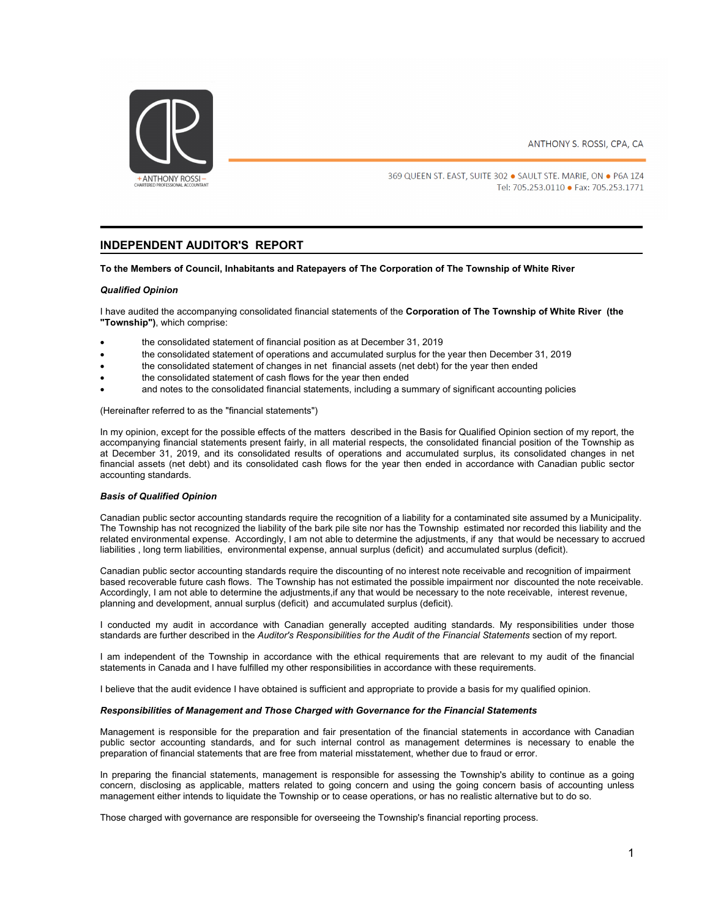ANTHONY S. ROSSI, CPA, CA

369 QUEEN ST. EAST, SUITE 302 • SAULT STE. MARIE, ON • P6A 1Z4
Tel: 705.253.0110 • Fax: 705.253.1771

## INDEPENDENT AUDITOR'S REPORT

**To the Members of Council, Inhabitants and Ratepayers of The Corporation of The Township of White River**

***Qualified Opinion***

I have audited the accompanying consolidated financial statements of the **Corporation of The Township of White River (the "Township")**, which comprise:

- the consolidated statement of financial position as at December 31, 2019
- the consolidated statement of operations and accumulated surplus for the year then December 31, 2019
- the consolidated statement of changes in net financial assets (net debt) for the year then ended
- the consolidated statement of cash flows for the year then ended
- and notes to the consolidated financial statements, including a summary of significant accounting policies

(Hereinafter referred to as the "financial statements")

In my opinion, except for the possible effects of the matters described in the Basis for Qualified Opinion section of my report, the accompanying financial statements present fairly, in all material respects, the consolidated financial position of the Township as at December 31, 2019, and its consolidated results of operations and accumulated surplus, its consolidated changes in net financial assets (net debt) and its consolidated cash flows for the year then ended in accordance with Canadian public sector accounting standards.

***Basis of Qualified Opinion***

Canadian public sector accounting standards require the recognition of a liability for a contaminated site assumed by a Municipality. The Township has not recognized the liability of the bark pile site nor has the Township estimated nor recorded this liability and the related environmental expense. Accordingly, I am not able to determine the adjustments, if any that would be necessary to accrued liabilities , long term liabilities, environmental expense, annual surplus (deficit) and accumulated surplus (deficit).

Canadian public sector accounting standards require the discounting of no interest note receivable and recognition of impairment based recoverable future cash flows. The Township has not estimated the possible impairment nor discounted the note receivable. Accordingly, I am not able to determine the adjustments,if any that would be necessary to the note receivable, interest revenue, planning and development, annual surplus (deficit) and accumulated surplus (deficit).

I conducted my audit in accordance with Canadian generally accepted auditing standards. My responsibilities under those standards are further described in the *Auditor's Responsibilities for the Audit of the Financial Statements* section of my report.

I am independent of the Township in accordance with the ethical requirements that are relevant to my audit of the financial statements in Canada and I have fulfilled my other responsibilities in accordance with these requirements.

I believe that the audit evidence I have obtained is sufficient and appropriate to provide a basis for my qualified opinion.

***Responsibilities of Management and Those Charged with Governance for the Financial Statements***

Management is responsible for the preparation and fair presentation of the financial statements in accordance with Canadian public sector accounting standards, and for such internal control as management determines is necessary to enable the preparation of financial statements that are free from material misstatement, whether due to fraud or error.

In preparing the financial statements, management is responsible for assessing the Township's ability to continue as a going concern, disclosing as applicable, matters related to going concern and using the going concern basis of accounting unless management either intends to liquidate the Township or to cease operations, or has no realistic alternative but to do so.

Those charged with governance are responsible for overseeing the Township's financial reporting process.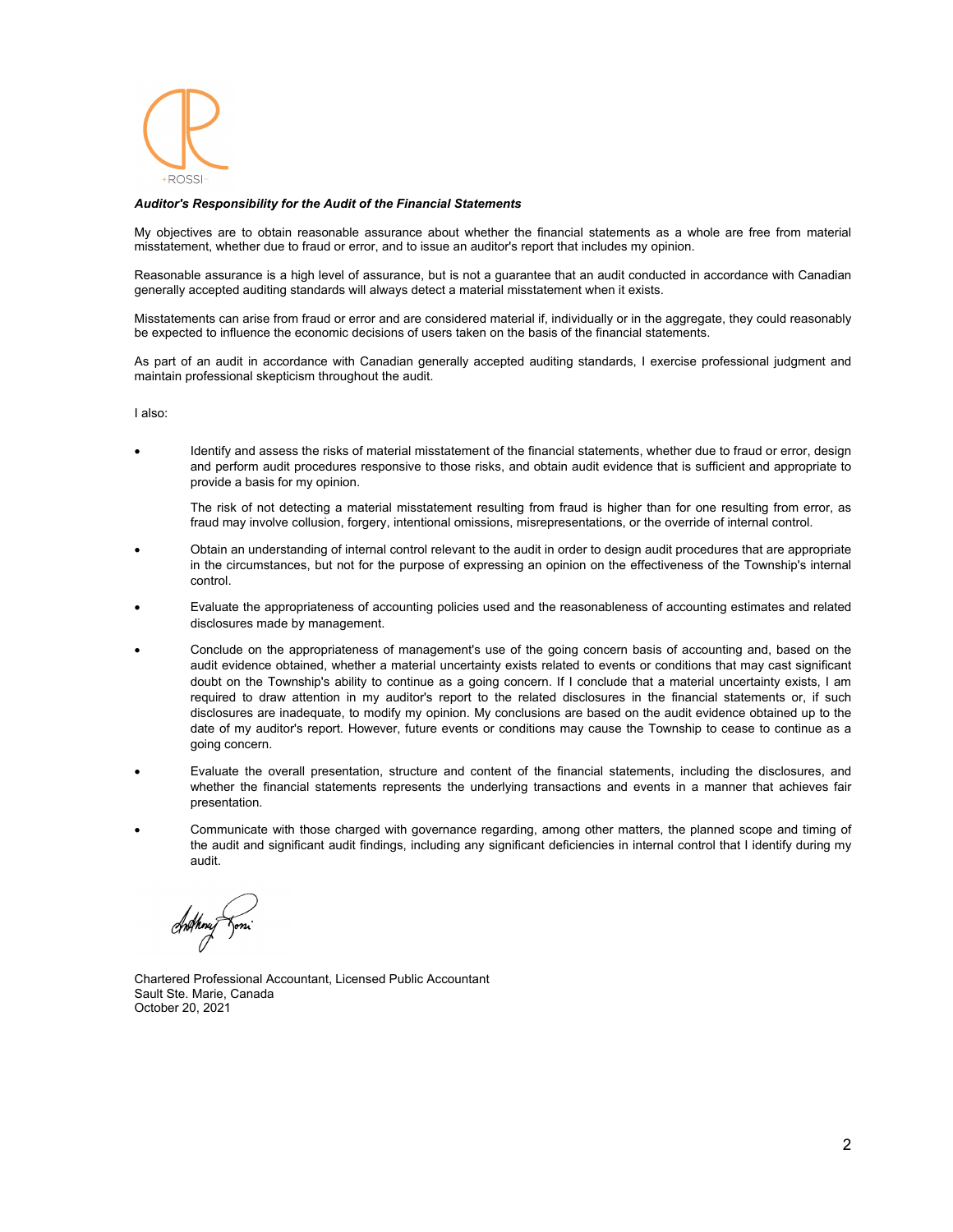***Auditor's Responsibility for the Audit of the Financial Statements***

My objectives are to obtain reasonable assurance about whether the financial statements as a whole are free from material misstatement, whether due to fraud or error, and to issue an auditor's report that includes my opinion.

Reasonable assurance is a high level of assurance, but is not a guarantee that an audit conducted in accordance with Canadian generally accepted auditing standards will always detect a material misstatement when it exists.

Misstatements can arise from fraud or error and are considered material if, individually or in the aggregate, they could reasonably be expected to influence the economic decisions of users taken on the basis of the financial statements.

As part of an audit in accordance with Canadian generally accepted auditing standards, I exercise professional judgment and maintain professional skepticism throughout the audit.

I also:

- Identify and assess the risks of material misstatement of the financial statements, whether due to fraud or error, design and perform audit procedures responsive to those risks, and obtain audit evidence that is sufficient and appropriate to provide a basis for my opinion.

  The risk of not detecting a material misstatement resulting from fraud is higher than for one resulting from error, as fraud may involve collusion, forgery, intentional omissions, misrepresentations, or the override of internal control.

- Obtain an understanding of internal control relevant to the audit in order to design audit procedures that are appropriate in the circumstances, but not for the purpose of expressing an opinion on the effectiveness of the Township's internal control.

- Evaluate the appropriateness of accounting policies used and the reasonableness of accounting estimates and related disclosures made by management.

- Conclude on the appropriateness of management's use of the going concern basis of accounting and, based on the audit evidence obtained, whether a material uncertainty exists related to events or conditions that may cast significant doubt on the Township's ability to continue as a going concern. If I conclude that a material uncertainty exists, I am required to draw attention in my auditor's report to the related disclosures in the financial statements or, if such disclosures are inadequate, to modify my opinion. My conclusions are based on the audit evidence obtained up to the date of my auditor's report. However, future events or conditions may cause the Township to cease to continue as a going concern.

- Evaluate the overall presentation, structure and content of the financial statements, including the disclosures, and whether the financial statements represents the underlying transactions and events in a manner that achieves fair presentation.

- Communicate with those charged with governance regarding, among other matters, the planned scope and timing of the audit and significant audit findings, including any significant deficiencies in internal control that I identify during my audit.

Chartered Professional Accountant, Licensed Public Accountant
Sault Ste. Marie, Canada
October 20, 2021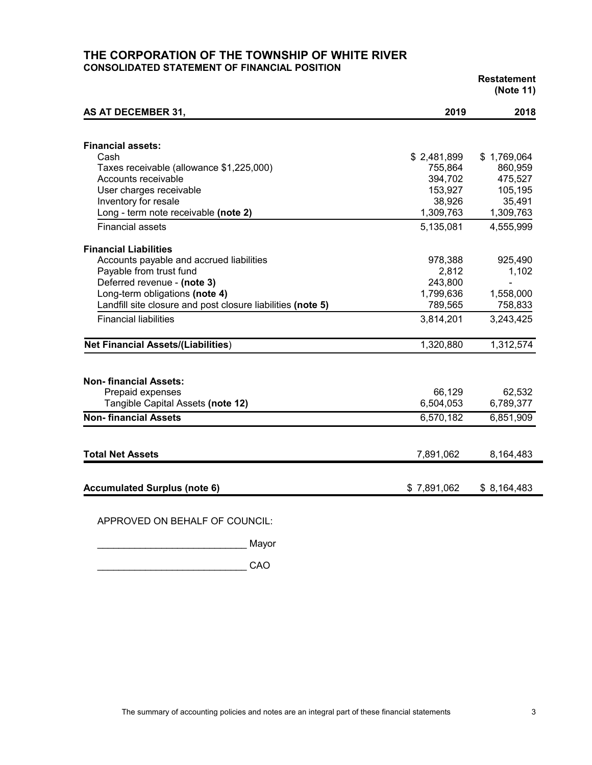# THE CORPORATION OF THE TOWNSHIP OF WHITE RIVER

## CONSOLIDATED STATEMENT OF FINANCIAL POSITION

| AS AT DECEMBER 31, | 2019 | Restatement (Note 11) 2018 |
|---|---|---|
| **Financial assets:** | | |
| Cash | $ 2,481,899 | $ 1,769,064 |
| Taxes receivable (allowance $1,225,000) | 755,864 | 860,959 |
| Accounts receivable | 394,702 | 475,527 |
| User charges receivable | 153,927 | 105,195 |
| Inventory for resale | 38,926 | 35,491 |
| Long - term note receivable **(note 2)** | 1,309,763 | 1,309,763 |
| Financial assets | 5,135,081 | 4,555,999 |
| **Financial Liabilities** | | |
| Accounts payable and accrued liabilities | 978,388 | 925,490 |
| Payable from trust fund | 2,812 | 1,102 |
| Deferred revenue - **(note 3)** | 243,800 | - |
| Long-term obligations **(note 4)** | 1,799,636 | 1,558,000 |
| Landfill site closure and post closure liabilities **(note 5)** | 789,565 | 758,833 |
| Financial liabilities | 3,814,201 | 3,243,425 |
| **Net Financial Assets/(Liabilities)** | 1,320,880 | 1,312,574 |
| **Non- financial Assets:** | | |
| Prepaid expenses | 66,129 | 62,532 |
| Tangible Capital Assets **(note 12)** | 6,504,053 | 6,789,377 |
| **Non- financial Assets** | 6,570,182 | 6,851,909 |
| **Total Net Assets** | 7,891,062 | 8,164,483 |
| **Accumulated Surplus (note 6)** | $ 7,891,062 | $ 8,164,483 |

APPROVED ON BEHALF OF COUNCIL:

____________________________ Mayor

____________________________ CAO

The summary of accounting policies and notes are an integral part of these financial statements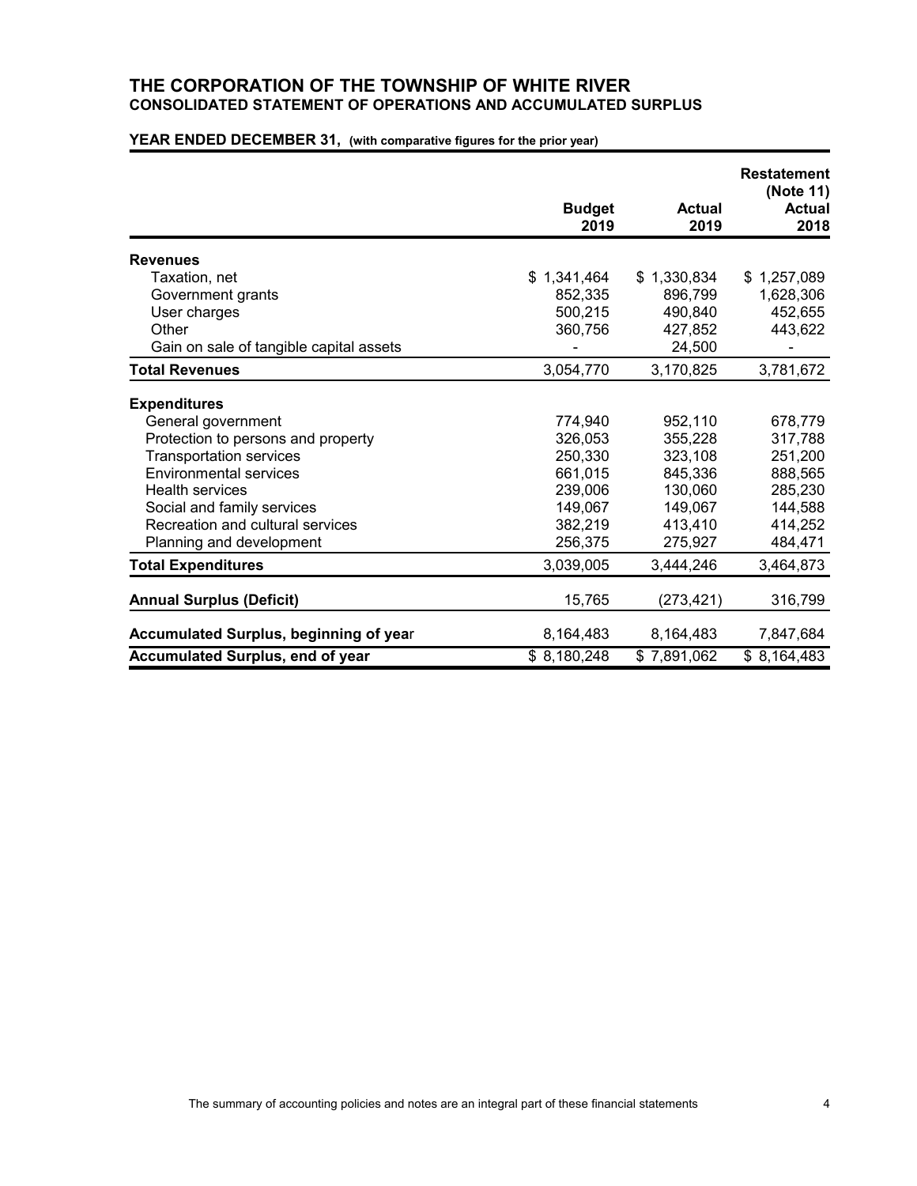# THE CORPORATION OF THE TOWNSHIP OF WHITE RIVER

## CONSOLIDATED STATEMENT OF OPERATIONS AND ACCUMULATED SURPLUS

**YEAR ENDED DECEMBER 31,** (with comparative figures for the prior year)

| | Budget 2019 | Actual 2019 | Restatement (Note 11) Actual 2018 |
|---|---|---|---|
| **Revenues** | | | |
| Taxation, net | $ 1,341,464 | $ 1,330,834 | $ 1,257,089 |
| Government grants | 852,335 | 896,799 | 1,628,306 |
| User charges | 500,215 | 490,840 | 452,655 |
| Other | 360,756 | 427,852 | 443,622 |
| Gain on sale of tangible capital assets | - | 24,500 | - |
| **Total Revenues** | 3,054,770 | 3,170,825 | 3,781,672 |
| **Expenditures** | | | |
| General government | 774,940 | 952,110 | 678,779 |
| Protection to persons and property | 326,053 | 355,228 | 317,788 |
| Transportation services | 250,330 | 323,108 | 251,200 |
| Environmental services | 661,015 | 845,336 | 888,565 |
| Health services | 239,006 | 130,060 | 285,230 |
| Social and family services | 149,067 | 149,067 | 144,588 |
| Recreation and cultural services | 382,219 | 413,410 | 414,252 |
| Planning and development | 256,375 | 275,927 | 484,471 |
| **Total Expenditures** | 3,039,005 | 3,444,246 | 3,464,873 |
| **Annual Surplus (Deficit)** | 15,765 | (273,421) | 316,799 |
| **Accumulated Surplus, beginning of year** | 8,164,483 | 8,164,483 | 7,847,684 |
| **Accumulated Surplus, end of year** | $ 8,180,248 | $ 7,891,062 | $ 8,164,483 |

The summary of accounting policies and notes are an integral part of these financial statements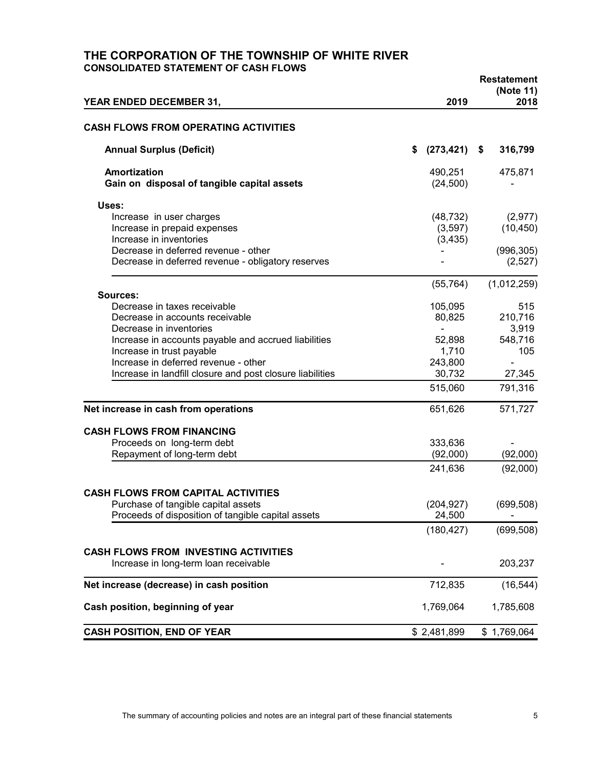# THE CORPORATION OF THE TOWNSHIP OF WHITE RIVER

## CONSOLIDATED STATEMENT OF CASH FLOWS

| YEAR ENDED DECEMBER 31, | 2019 | Restatement (Note 11) 2018 |
|---|---|---|
| **CASH FLOWS FROM OPERATING ACTIVITIES** | | |
| **Annual Surplus (Deficit)** | **$ (273,421)** | **$ 316,799** |
| **Amortization** | 490,251 | 475,871 |
| **Gain on disposal of tangible capital assets** | (24,500) | - |
| **Uses:** | | |
| Increase in user charges | (48,732) | (2,977) |
| Increase in prepaid expenses | (3,597) | (10,450) |
| Increase in inventories | (3,435) | |
| Decrease in deferred revenue - other | - | (996,305) |
| Decrease in deferred revenue - obligatory reserves | - | (2,527) |
| | (55,764) | (1,012,259) |
| **Sources:** | | |
| Decrease in taxes receivable | 105,095 | 515 |
| Decrease in accounts receivable | 80,825 | 210,716 |
| Decrease in inventories | - | 3,919 |
| Increase in accounts payable and accrued liabilities | 52,898 | 548,716 |
| Increase in trust payable | 1,710 | 105 |
| Increase in deferred revenue - other | 243,800 | - |
| Increase in landfill closure and post closure liabilities | 30,732 | 27,345 |
| | 515,060 | 791,316 |
| **Net increase in cash from operations** | 651,626 | 571,727 |
| **CASH FLOWS FROM FINANCING** | | |
| Proceeds on long-term debt | 333,636 | - |
| Repayment of long-term debt | (92,000) | (92,000) |
| | 241,636 | (92,000) |
| **CASH FLOWS FROM CAPITAL ACTIVITIES** | | |
| Purchase of tangible capital assets | (204,927) | (699,508) |
| Proceeds of disposition of tangible capital assets | 24,500 | - |
| | (180,427) | (699,508) |
| **CASH FLOWS FROM INVESTING ACTIVITIES** | | |
| Increase in long-term loan receivable | - | 203,237 |
| **Net increase (decrease) in cash position** | 712,835 | (16,544) |
| **Cash position, beginning of year** | 1,769,064 | 1,785,608 |
| **CASH POSITION, END OF YEAR** | $ 2,481,899 | $ 1,769,064 |

The summary of accounting policies and notes are an integral part of these financial statements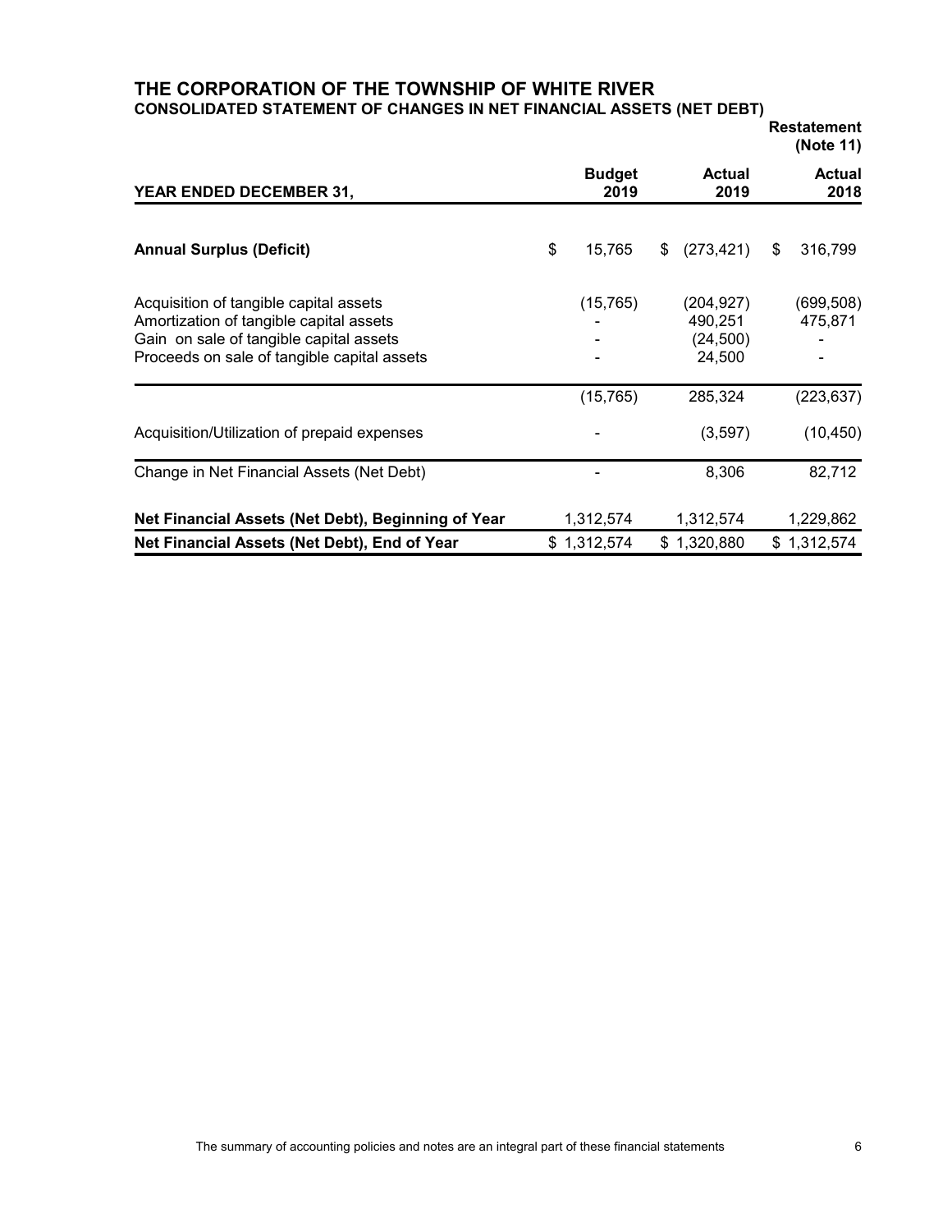# THE CORPORATION OF THE TOWNSHIP OF WHITE RIVER

## CONSOLIDATED STATEMENT OF CHANGES IN NET FINANCIAL ASSETS (NET DEBT)

| YEAR ENDED DECEMBER 31, | Budget 2019 | Actual 2019 | Restatement (Note 11) Actual 2018 |
|---|---|---|---|
| **Annual Surplus (Deficit)** | $ 15,765 | $ (273,421) | $ 316,799 |
| Acquisition of tangible capital assets | (15,765) | (204,927) | (699,508) |
| Amortization of tangible capital assets | - | 490,251 | 475,871 |
| Gain on sale of tangible capital assets | - | (24,500) | - |
| Proceeds on sale of tangible capital assets | - | 24,500 | - |
| | (15,765) | 285,324 | (223,637) |
| Acquisition/Utilization of prepaid expenses | - | (3,597) | (10,450) |
| Change in Net Financial Assets (Net Debt) | - | 8,306 | 82,712 |
| **Net Financial Assets (Net Debt), Beginning of Year** | 1,312,574 | 1,312,574 | 1,229,862 |
| **Net Financial Assets (Net Debt), End of Year** | $ 1,312,574 | $ 1,320,880 | $ 1,312,574 |

The summary of accounting policies and notes are an integral part of these financial statements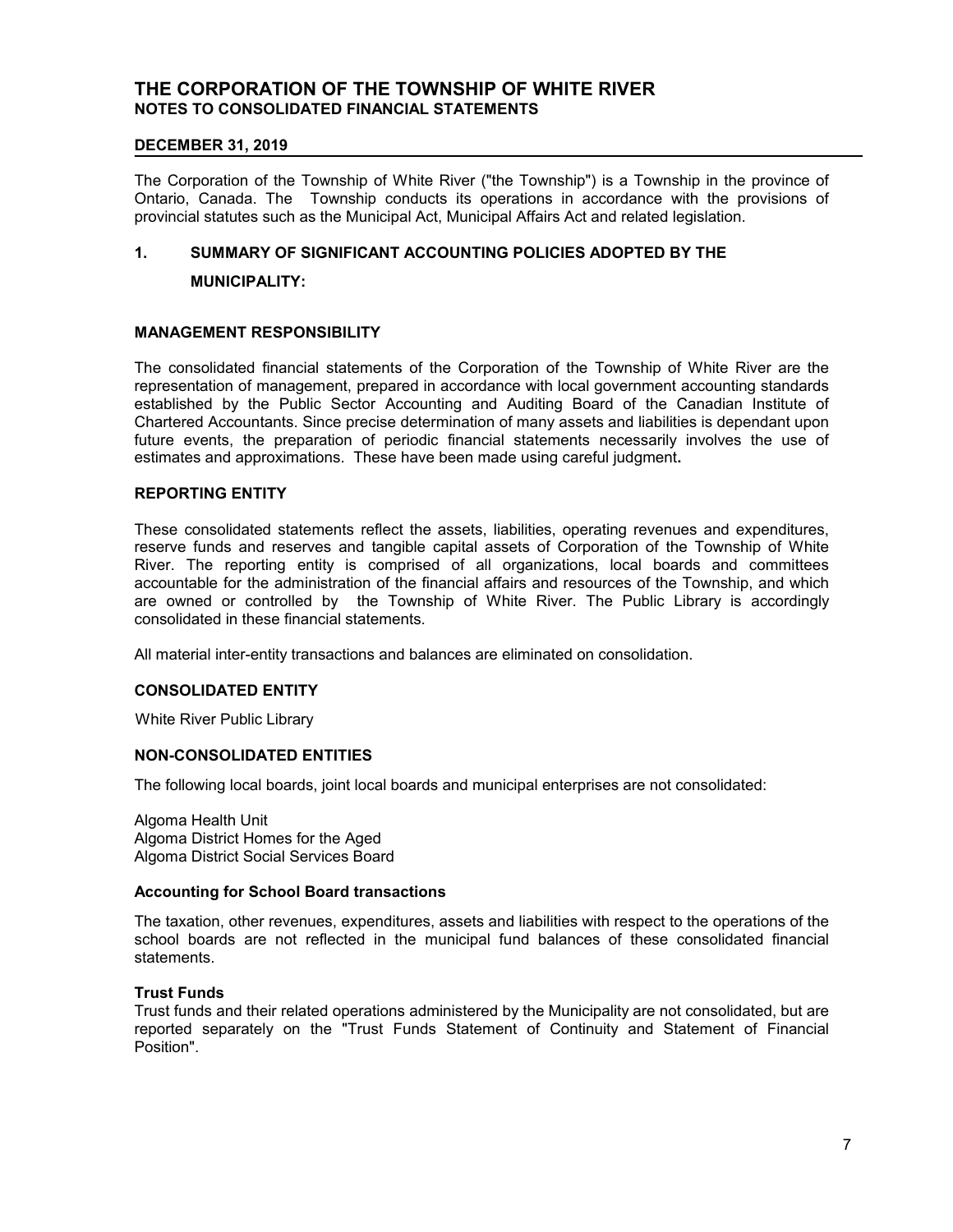# THE CORPORATION OF THE TOWNSHIP OF WHITE RIVER
## NOTES TO CONSOLIDATED FINANCIAL STATEMENTS

**DECEMBER 31, 2019**

The Corporation of the Township of White River ("the Township") is a Township in the province of Ontario, Canada. The Township conducts its operations in accordance with the provisions of provincial statutes such as the Municipal Act, Municipal Affairs Act and related legislation.

## 1. SUMMARY OF SIGNIFICANT ACCOUNTING POLICIES ADOPTED BY THE MUNICIPALITY:

### MANAGEMENT RESPONSIBILITY

The consolidated financial statements of the Corporation of the Township of White River are the representation of management, prepared in accordance with local government accounting standards established by the Public Sector Accounting and Auditing Board of the Canadian Institute of Chartered Accountants. Since precise determination of many assets and liabilities is dependant upon future events, the preparation of periodic financial statements necessarily involves the use of estimates and approximations. These have been made using careful judgment.

### REPORTING ENTITY

These consolidated statements reflect the assets, liabilities, operating revenues and expenditures, reserve funds and reserves and tangible capital assets of Corporation of the Township of White River. The reporting entity is comprised of all organizations, local boards and committees accountable for the administration of the financial affairs and resources of the Township, and which are owned or controlled by the Township of White River. The Public Library is accordingly consolidated in these financial statements.

All material inter-entity transactions and balances are eliminated on consolidation.

### CONSOLIDATED ENTITY

White River Public Library

### NON-CONSOLIDATED ENTITIES

The following local boards, joint local boards and municipal enterprises are not consolidated:

Algoma Health Unit
Algoma District Homes for the Aged
Algoma District Social Services Board

**Accounting for School Board transactions**

The taxation, other revenues, expenditures, assets and liabilities with respect to the operations of the school boards are not reflected in the municipal fund balances of these consolidated financial statements.

**Trust Funds**

Trust funds and their related operations administered by the Municipality are not consolidated, but are reported separately on the "Trust Funds Statement of Continuity and Statement of Financial Position".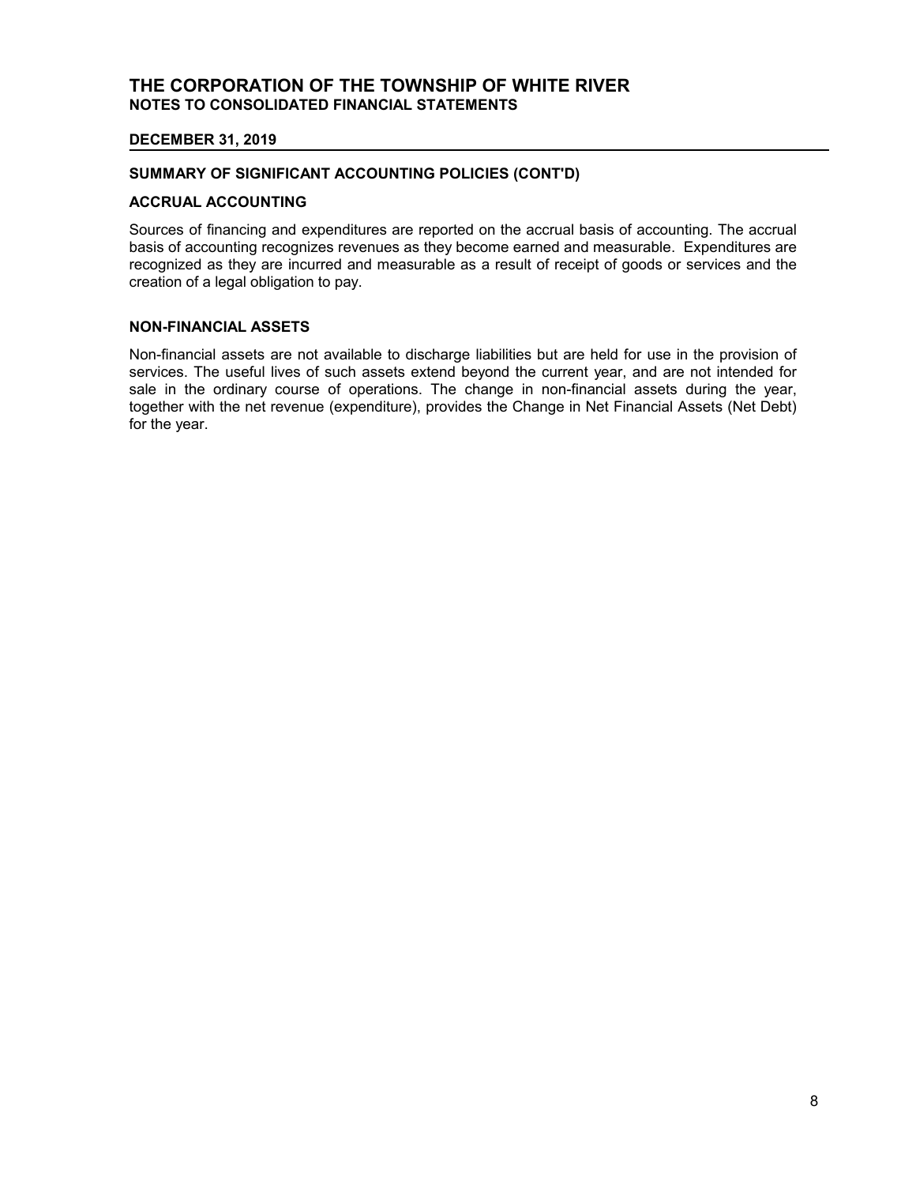## SUMMARY OF SIGNIFICANT ACCOUNTING POLICIES (CONT'D)

### ACCRUAL ACCOUNTING

Sources of financing and expenditures are reported on the accrual basis of accounting. The accrual basis of accounting recognizes revenues as they become earned and measurable. Expenditures are recognized as they are incurred and measurable as a result of receipt of goods or services and the creation of a legal obligation to pay.

### NON-FINANCIAL ASSETS

Non-financial assets are not available to discharge liabilities but are held for use in the provision of services. The useful lives of such assets extend beyond the current year, and are not intended for sale in the ordinary course of operations. The change in non-financial assets during the year, together with the net revenue (expenditure), provides the Change in Net Financial Assets (Net Debt) for the year.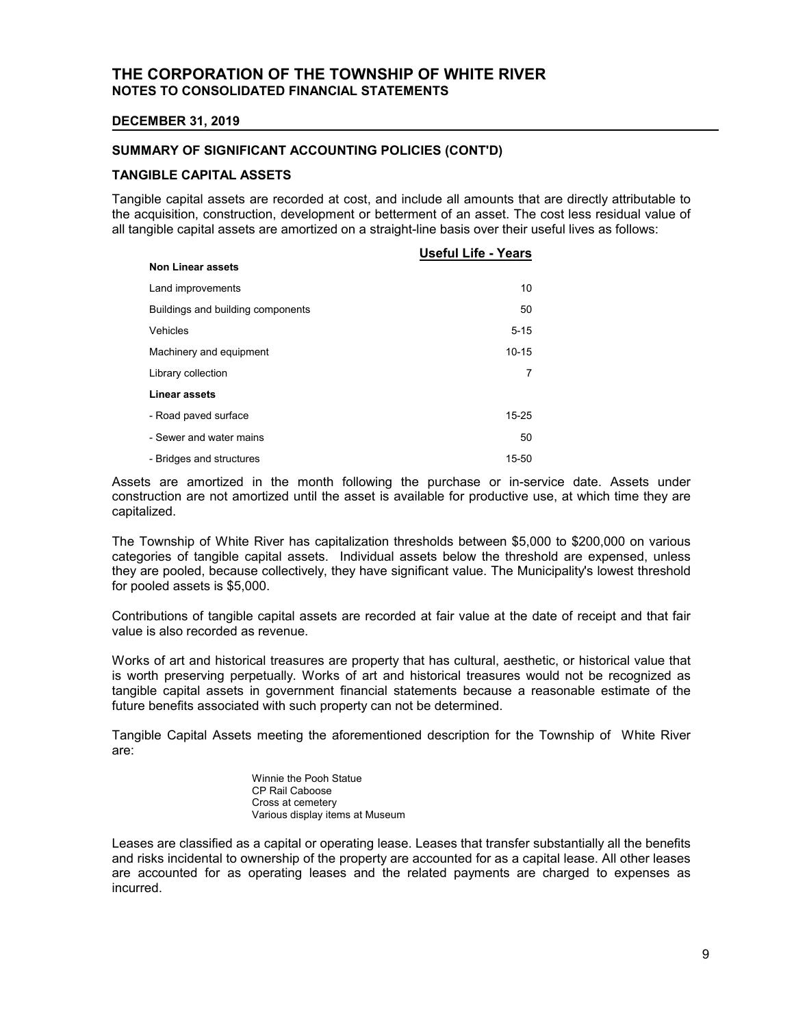# THE CORPORATION OF THE TOWNSHIP OF WHITE RIVER
## NOTES TO CONSOLIDATED FINANCIAL STATEMENTS

**DECEMBER 31, 2019**

### SUMMARY OF SIGNIFICANT ACCOUNTING POLICIES (CONT'D)

### TANGIBLE CAPITAL ASSETS

Tangible capital assets are recorded at cost, and include all amounts that are directly attributable to the acquisition, construction, development or betterment of an asset. The cost less residual value of all tangible capital assets are amortized on a straight-line basis over their useful lives as follows:

| | Useful Life - Years |
|---|---|
| **Non Linear assets** | |
| Land improvements | 10 |
| Buildings and building components | 50 |
| Vehicles | 5-15 |
| Machinery and equipment | 10-15 |
| Library collection | 7 |
| **Linear assets** | |
| - Road paved surface | 15-25 |
| - Sewer and water mains | 50 |
| - Bridges and structures | 15-50 |

Assets are amortized in the month following the purchase or in-service date. Assets under construction are not amortized until the asset is available for productive use, at which time they are capitalized.

The Township of White River has capitalization thresholds between $5,000 to $200,000 on various categories of tangible capital assets. Individual assets below the threshold are expensed, unless they are pooled, because collectively, they have significant value. The Municipality's lowest threshold for pooled assets is $5,000.

Contributions of tangible capital assets are recorded at fair value at the date of receipt and that fair value is also recorded as revenue.

Works of art and historical treasures are property that has cultural, aesthetic, or historical value that is worth preserving perpetually. Works of art and historical treasures would not be recognized as tangible capital assets in government financial statements because a reasonable estimate of the future benefits associated with such property can not be determined.

Tangible Capital Assets meeting the aforementioned description for the Township of White River are:

Winnie the Pooh Statue
CP Rail Caboose
Cross at cemetery
Various display items at Museum

Leases are classified as a capital or operating lease. Leases that transfer substantially all the benefits and risks incidental to ownership of the property are accounted for as a capital lease. All other leases are accounted for as operating leases and the related payments are charged to expenses as incurred.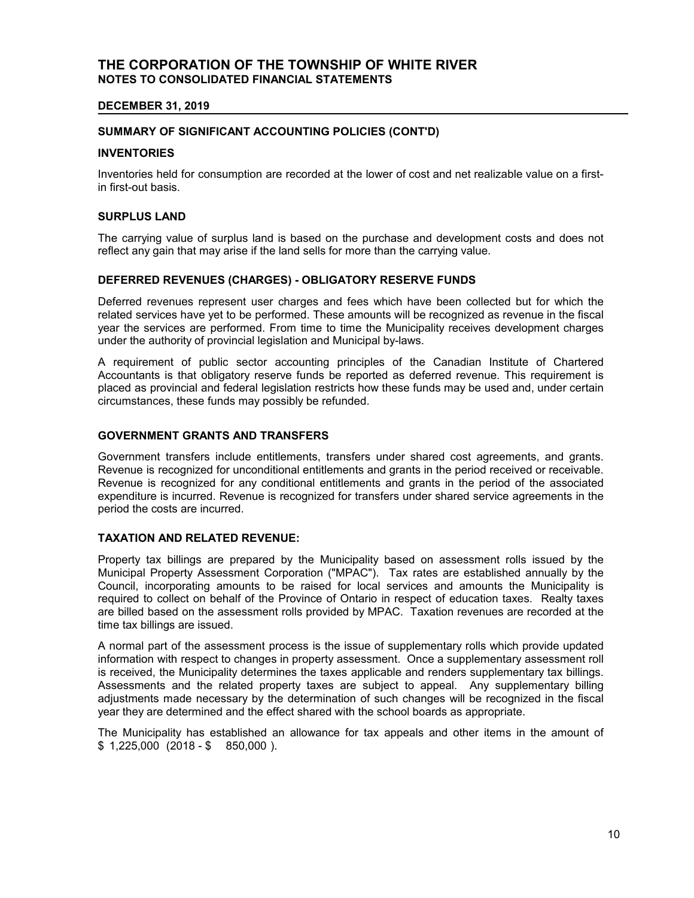# THE CORPORATION OF THE TOWNSHIP OF WHITE RIVER
## NOTES TO CONSOLIDATED FINANCIAL STATEMENTS

**DECEMBER 31, 2019**

### SUMMARY OF SIGNIFICANT ACCOUNTING POLICIES (CONT'D)

### INVENTORIES

Inventories held for consumption are recorded at the lower of cost and net realizable value on a first-in first-out basis.

### SURPLUS LAND

The carrying value of surplus land is based on the purchase and development costs and does not reflect any gain that may arise if the land sells for more than the carrying value.

### DEFERRED REVENUES (CHARGES) - OBLIGATORY RESERVE FUNDS

Deferred revenues represent user charges and fees which have been collected but for which the related services have yet to be performed. These amounts will be recognized as revenue in the fiscal year the services are performed. From time to time the Municipality receives development charges under the authority of provincial legislation and Municipal by-laws.

A requirement of public sector accounting principles of the Canadian Institute of Chartered Accountants is that obligatory reserve funds be reported as deferred revenue. This requirement is placed as provincial and federal legislation restricts how these funds may be used and, under certain circumstances, these funds may possibly be refunded.

### GOVERNMENT GRANTS AND TRANSFERS

Government transfers include entitlements, transfers under shared cost agreements, and grants. Revenue is recognized for unconditional entitlements and grants in the period received or receivable. Revenue is recognized for any conditional entitlements and grants in the period of the associated expenditure is incurred. Revenue is recognized for transfers under shared service agreements in the period the costs are incurred.

### TAXATION AND RELATED REVENUE:

Property tax billings are prepared by the Municipality based on assessment rolls issued by the Municipal Property Assessment Corporation ("MPAC"). Tax rates are established annually by the Council, incorporating amounts to be raised for local services and amounts the Municipality is required to collect on behalf of the Province of Ontario in respect of education taxes. Realty taxes are billed based on the assessment rolls provided by MPAC. Taxation revenues are recorded at the time tax billings are issued.

A normal part of the assessment process is the issue of supplementary rolls which provide updated information with respect to changes in property assessment. Once a supplementary assessment roll is received, the Municipality determines the taxes applicable and renders supplementary tax billings. Assessments and the related property taxes are subject to appeal. Any supplementary billing adjustments made necessary by the determination of such changes will be recognized in the fiscal year they are determined and the effect shared with the school boards as appropriate.

The Municipality has established an allowance for tax appeals and other items in the amount of $ 1,225,000 (2018 - $ 850,000 ).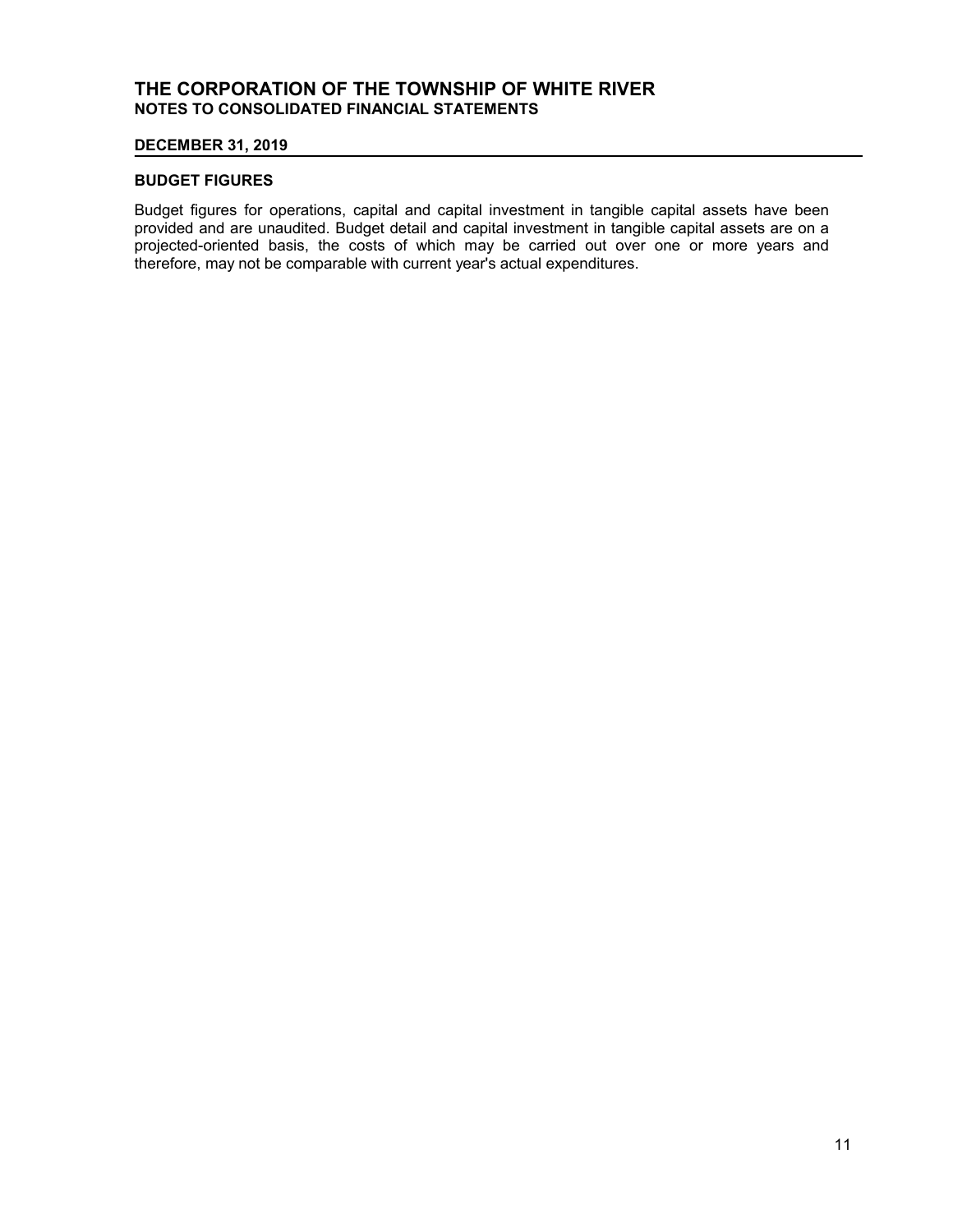## BUDGET FIGURES

Budget figures for operations, capital and capital investment in tangible capital assets have been provided and are unaudited. Budget detail and capital investment in tangible capital assets are on a projected-oriented basis, the costs of which may be carried out over one or more years and therefore, may not be comparable with current year's actual expenditures.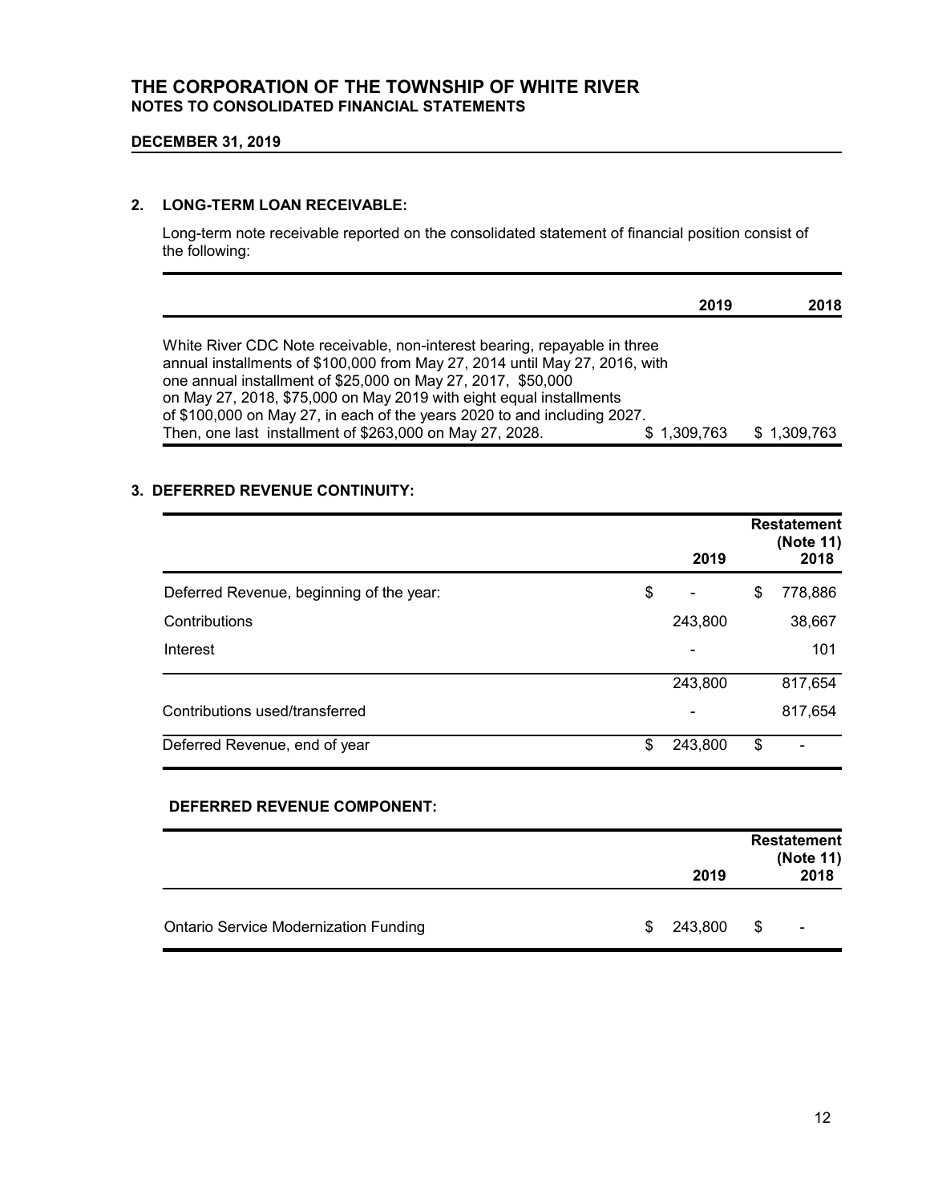# THE CORPORATION OF THE TOWNSHIP OF WHITE RIVER
## NOTES TO CONSOLIDATED FINANCIAL STATEMENTS

**DECEMBER 31, 2019**

### 2. LONG-TERM LOAN RECEIVABLE:

Long-term note receivable reported on the consolidated statement of financial position consist of the following:

| | 2019 | 2018 |
|---|---|---|
| White River CDC Note receivable, non-interest bearing, repayable in three annual installments of $100,000 from May 27, 2014 until May 27, 2016, with one annual installment of $25,000 on May 27, 2017, $50,000 on May 27, 2018, $75,000 on May 2019 with eight equal installments of $100,000 on May 27, in each of the years 2020 to and including 2027. Then, one last installment of $263,000 on May 27, 2028. | $ 1,309,763 | $ 1,309,763 |

### 3. DEFERRED REVENUE CONTINUITY:

| | 2019 | Restatement (Note 11) 2018 |
|---|---|---|
| Deferred Revenue, beginning of the year: | $ - | $ 778,886 |
| Contributions | 243,800 | 38,667 |
| Interest | - | 101 |
| | 243,800 | 817,654 |
| Contributions used/transferred | - | 817,654 |
| Deferred Revenue, end of year | $ 243,800 | $ - |

**DEFERRED REVENUE COMPONENT:**

| | 2019 | Restatement (Note 11) 2018 |
|---|---|---|
| Ontario Service Modernization Funding | $ 243,800 | $ - |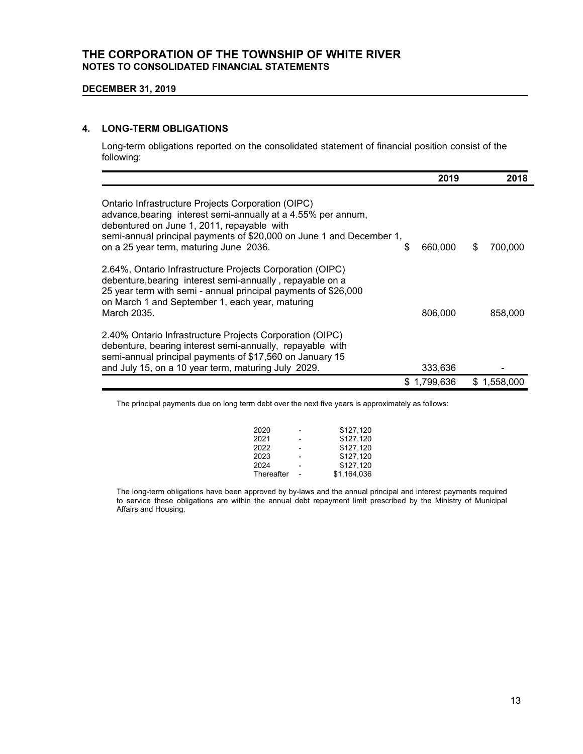# THE CORPORATION OF THE TOWNSHIP OF WHITE RIVER
## NOTES TO CONSOLIDATED FINANCIAL STATEMENTS

**DECEMBER 31, 2019**

### 4. LONG-TERM OBLIGATIONS

Long-term obligations reported on the consolidated statement of financial position consist of the following:

| | 2019 | 2018 |
|---|---|---|
| Ontario Infrastructure Projects Corporation (OIPC) advance,bearing interest semi-annually at a 4.55% per annum, debentured on June 1, 2011, repayable with semi-annual principal payments of $20,000 on June 1 and December 1, on a 25 year term, maturing June 2036. | $ 660,000 | $ 700,000 |
| 2.64%, Ontario Infrastructure Projects Corporation (OIPC) debenture,bearing interest semi-annually , repayable on a 25 year term with semi - annual principal payments of $26,000 on March 1 and September 1, each year, maturing March 2035. | 806,000 | 858,000 |
| 2.40% Ontario Infrastructure Projects Corporation (OIPC) debenture, bearing interest semi-annually, repayable with semi-annual principal payments of $17,560 on January 15 and July 15, on a 10 year term, maturing July 2029. | 333,636 | - |
| | $ 1,799,636 | $ 1,558,000 |

The principal payments due on long term debt over the next five years is approximately as follows:

| | | |
|---|---|---|
| 2020 | - | $127,120 |
| 2021 | - | $127,120 |
| 2022 | - | $127,120 |
| 2023 | - | $127,120 |
| 2024 | - | $127,120 |
| Thereafter | - | $1,164,036 |

The long-term obligations have been approved by by-laws and the annual principal and interest payments required to service these obligations are within the annual debt repayment limit prescribed by the Ministry of Municipal Affairs and Housing.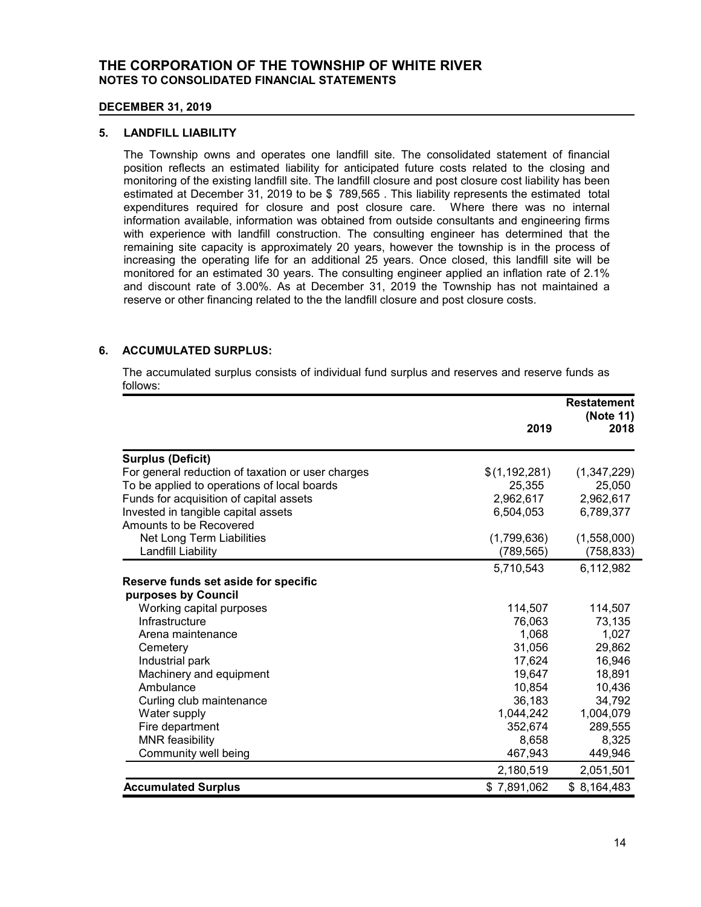# THE CORPORATION OF THE TOWNSHIP OF WHITE RIVER
## NOTES TO CONSOLIDATED FINANCIAL STATEMENTS

**DECEMBER 31, 2019**

### 5. LANDFILL LIABILITY

The Township owns and operates one landfill site. The consolidated statement of financial position reflects an estimated liability for anticipated future costs related to the closing and monitoring of the existing landfill site. The landfill closure and post closure cost liability has been estimated at December 31, 2019 to be $ 789,565 . This liability represents the estimated total expenditures required for closure and post closure care. Where there was no internal information available, information was obtained from outside consultants and engineering firms with experience with landfill construction. The consulting engineer has determined that the remaining site capacity is approximately 20 years, however the township is in the process of increasing the operating life for an additional 25 years. Once closed, this landfill site will be monitored for an estimated 30 years. The consulting engineer applied an inflation rate of 2.1% and discount rate of 3.00%. As at December 31, 2019 the Township has not maintained a reserve or other financing related to the the landfill closure and post closure costs.

### 6. ACCUMULATED SURPLUS:

The accumulated surplus consists of individual fund surplus and reserves and reserve funds as follows:

| | 2019 | Restatement (Note 11) 2018 |
|---|---|---|
| **Surplus (Deficit)** | | |
| For general reduction of taxation or user charges | $(1,192,281) | (1,347,229) |
| To be applied to operations of local boards | 25,355 | 25,050 |
| Funds for acquisition of capital assets | 2,962,617 | 2,962,617 |
| Invested in tangible capital assets | 6,504,053 | 6,789,377 |
| Amounts to be Recovered | | |
| Net Long Term Liabilities | (1,799,636) | (1,558,000) |
| Landfill Liability | (789,565) | (758,833) |
| | 5,710,543 | 6,112,982 |
| **Reserve funds set aside for specific purposes by Council** | | |
| Working capital purposes | 114,507 | 114,507 |
| Infrastructure | 76,063 | 73,135 |
| Arena maintenance | 1,068 | 1,027 |
| Cemetery | 31,056 | 29,862 |
| Industrial park | 17,624 | 16,946 |
| Machinery and equipment | 19,647 | 18,891 |
| Ambulance | 10,854 | 10,436 |
| Curling club maintenance | 36,183 | 34,792 |
| Water supply | 1,044,242 | 1,004,079 |
| Fire department | 352,674 | 289,555 |
| MNR feasibility | 8,658 | 8,325 |
| Community well being | 467,943 | 449,946 |
| | 2,180,519 | 2,051,501 |
| **Accumulated Surplus** | $ 7,891,062 | $ 8,164,483 |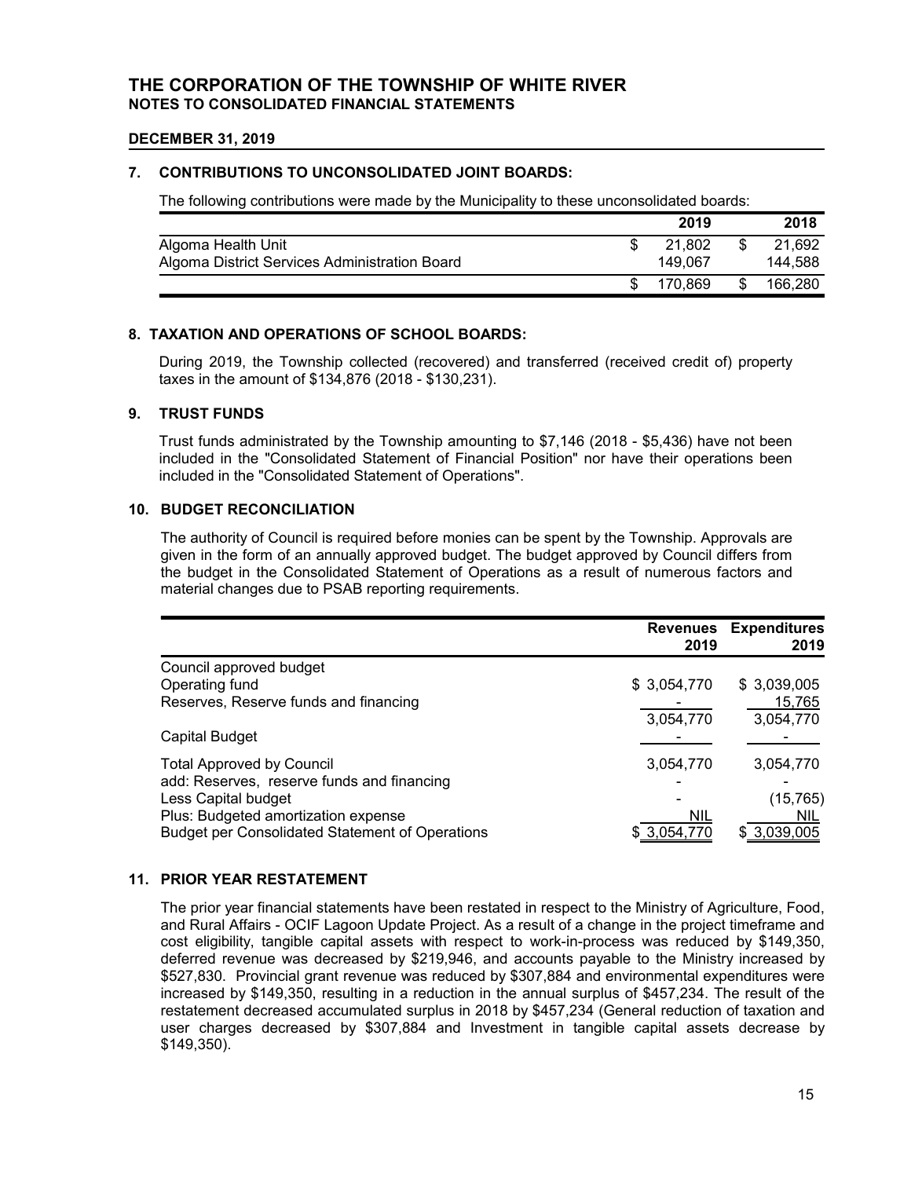# THE CORPORATION OF THE TOWNSHIP OF WHITE RIVER
## NOTES TO CONSOLIDATED FINANCIAL STATEMENTS

**DECEMBER 31, 2019**

### 7. CONTRIBUTIONS TO UNCONSOLIDATED JOINT BOARDS:

The following contributions were made by the Municipality to these unconsolidated boards:

| | 2019 | 2018 |
|---|---|---|
| Algoma Health Unit | $ 21,802 | $ 21,692 |
| Algoma District Services Administration Board | 149,067 | 144,588 |
| | $ 170,869 | $ 166,280 |

### 8. TAXATION AND OPERATIONS OF SCHOOL BOARDS:

During 2019, the Township collected (recovered) and transferred (received credit of) property taxes in the amount of $134,876 (2018 - $130,231).

### 9. TRUST FUNDS

Trust funds administrated by the Township amounting to $7,146 (2018 - $5,436) have not been included in the "Consolidated Statement of Financial Position" nor have their operations been included in the "Consolidated Statement of Operations".

### 10. BUDGET RECONCILIATION

The authority of Council is required before monies can be spent by the Township. Approvals are given in the form of an annually approved budget. The budget approved by Council differs from the budget in the Consolidated Statement of Operations as a result of numerous factors and material changes due to PSAB reporting requirements.

| | Revenues 2019 | Expenditures 2019 |
|---|---|---|
| Council approved budget | | |
| Operating fund | $ 3,054,770 | $ 3,039,005 |
| Reserves, Reserve funds and financing | - | 15,765 |
| | 3,054,770 | 3,054,770 |
| Capital Budget | - | - |
| Total Approved by Council | 3,054,770 | 3,054,770 |
| add: Reserves, reserve funds and financing | - | - |
| Less Capital budget | - | (15,765) |
| Plus: Budgeted amortization expense | NIL | NIL |
| Budget per Consolidated Statement of Operations | $ 3,054,770 | $ 3,039,005 |

### 11. PRIOR YEAR RESTATEMENT

The prior year financial statements have been restated in respect to the Ministry of Agriculture, Food, and Rural Affairs - OCIF Lagoon Update Project. As a result of a change in the project timeframe and cost eligibility, tangible capital assets with respect to work-in-process was reduced by $149,350, deferred revenue was decreased by $219,946, and accounts payable to the Ministry increased by $527,830. Provincial grant revenue was reduced by $307,884 and environmental expenditures were increased by $149,350, resulting in a reduction in the annual surplus of $457,234. The result of the restatement decreased accumulated surplus in 2018 by $457,234 (General reduction of taxation and user charges decreased by $307,884 and Investment in tangible capital assets decrease by $149,350).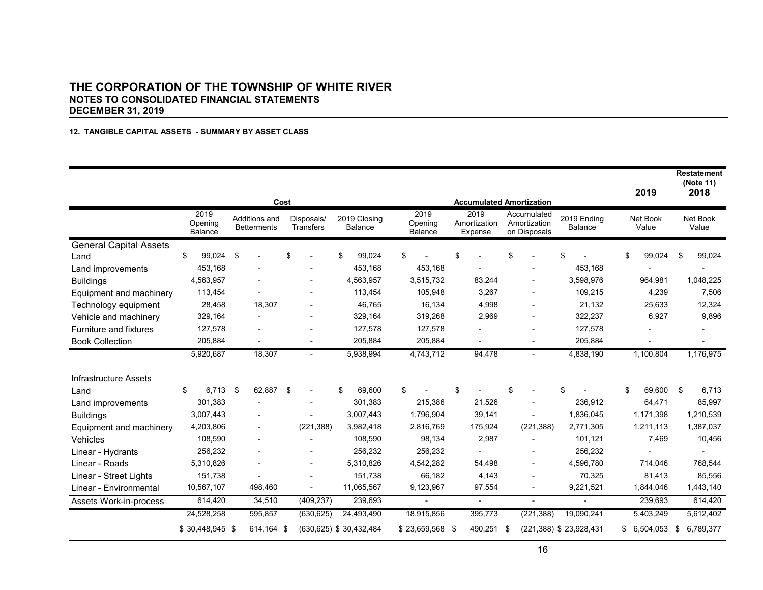# THE CORPORATION OF THE TOWNSHIP OF WHITE RIVER

## NOTES TO CONSOLIDATED FINANCIAL STATEMENTS

## DECEMBER 31, 2019

**12. TANGIBLE CAPITAL ASSETS - SUMMARY BY ASSET CLASS**

| | Cost | | | | Accumulated Amortization | | | | 2019 | Restatement (Note 11) 2018 |
|---|---|---|---|---|---|---|---|---|---|---|
| | 2019 Opening Balance | Additions and Betterments | Disposals/ Transfers | 2019 Closing Balance | 2019 Opening Balance | 2019 Amortization Expense | Accumulated Amortization on Disposals | 2019 Ending Balance | Net Book Value | Net Book Value |
| **General Capital Assets** | | | | | | | | | | |
| Land | $ 99,024 | $ - | $ - | $ 99,024 | $ - | $ - | $ - | $ - | $ 99,024 | $ 99,024 |
| Land improvements | 453,168 | - | - | 453,168 | 453,168 | - | - | 453,168 | - | - |
| Buildings | 4,563,957 | - | - | 4,563,957 | 3,515,732 | 83,244 | - | 3,598,976 | 964,981 | 1,048,225 |
| Equipment and machinery | 113,454 | - | - | 113,454 | 105,948 | 3,267 | - | 109,215 | 4,239 | 7,506 |
| Technology equipment | 28,458 | 18,307 | - | 46,765 | 16,134 | 4,998 | - | 21,132 | 25,633 | 12,324 |
| Vehicle and machinery | 329,164 | - | - | 329,164 | 319,268 | 2,969 | - | 322,237 | 6,927 | 9,896 |
| Furniture and fixtures | 127,578 | - | - | 127,578 | 127,578 | - | - | 127,578 | - | - |
| Book Collection | 205,884 | - | - | 205,884 | 205,884 | - | - | 205,884 | - | - |
| | 5,920,687 | 18,307 | - | 5,938,994 | 4,743,712 | 94,478 | - | 4,838,190 | 1,100,804 | 1,176,975 |
| **Infrastructure Assets** | | | | | | | | | | |
| Land | $ 6,713 | $ 62,887 | $ - | $ 69,600 | $ - | $ - | $ - | $ - | $ 69,600 | $ 6,713 |
| Land improvements | 301,383 | - | - | 301,383 | 215,386 | 21,526 | - | 236,912 | 64,471 | 85,997 |
| Buildings | 3,007,443 | - | - | 3,007,443 | 1,796,904 | 39,141 | - | 1,836,045 | 1,171,398 | 1,210,539 |
| Equipment and machinery | 4,203,806 | - | (221,388) | 3,982,418 | 2,816,769 | 175,924 | (221,388) | 2,771,305 | 1,211,113 | 1,387,037 |
| Vehicles | 108,590 | - | - | 108,590 | 98,134 | 2,987 | - | 101,121 | 7,469 | 10,456 |
| Linear - Hydrants | 256,232 | - | - | 256,232 | 256,232 | - | - | 256,232 | - | - |
| Linear - Roads | 5,310,826 | - | - | 5,310,826 | 4,542,282 | 54,498 | - | 4,596,780 | 714,046 | 768,544 |
| Linear - Street Lights | 151,738 | - | - | 151,738 | 66,182 | 4,143 | - | 70,325 | 81,413 | 85,556 |
| Linear - Environmental | 10,567,107 | 498,460 | - | 11,065,567 | 9,123,967 | 97,554 | - | 9,221,521 | 1,844,046 | 1,443,140 |
| Assets Work-in-process | 614,420 | 34,510 | (409,237) | 239,693 | - | - | - | - | 239,693 | 614,420 |
| | 24,528,258 | 595,857 | (630,625) | 24,493,490 | 18,915,856 | 395,773 | (221,388) | 19,090,241 | 5,403,249 | 5,612,402 |
| | $ 30,448,945 | $ 614,164 | $ (630,625) | $ 30,432,484 | $ 23,659,568 | $ 490,251 | $ (221,388) | $ 23,928,431 | $ 6,504,053 | $ 6,789,377 |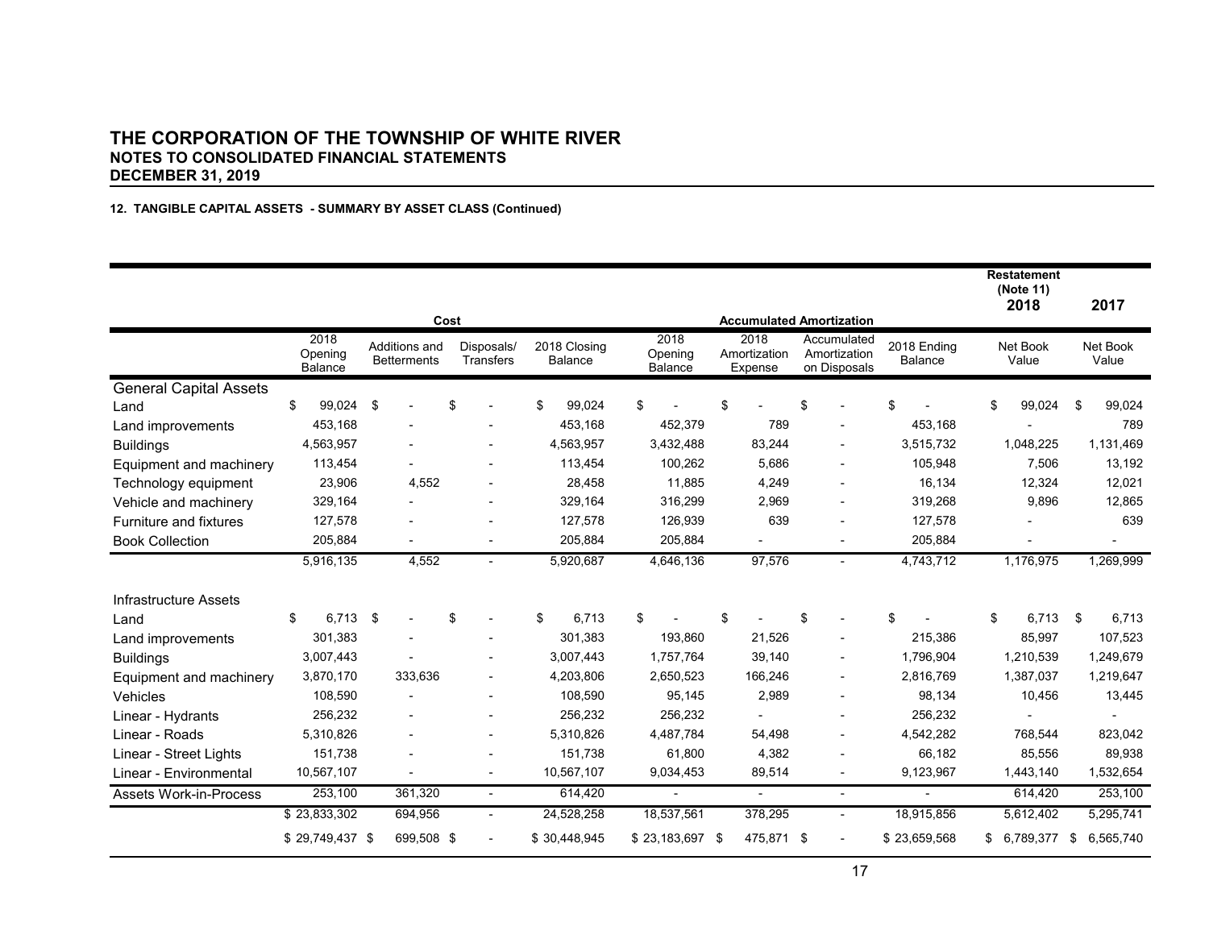# THE CORPORATION OF THE TOWNSHIP OF WHITE RIVER
## NOTES TO CONSOLIDATED FINANCIAL STATEMENTS
## DECEMBER 31, 2019

#### 12. TANGIBLE CAPITAL ASSETS - SUMMARY BY ASSET CLASS (Continued)

| | Cost | | | | Accumulated Amortization | | | | Restatement (Note 11) 2018 | 2017 |
|---|---|---|---|---|---|---|---|---|---|---|
| | 2018 Opening Balance | Additions and Betterments | Disposals/ Transfers | 2018 Closing Balance | 2018 Opening Balance | 2018 Amortization Expense | Accumulated Amortization on Disposals | 2018 Ending Balance | Net Book Value | Net Book Value |
| **General Capital Assets** | | | | | | | | | | |
| Land | $ 99,024 | $ - | $ - | $ 99,024 | $ - | $ - | $ - | $ - | $ 99,024 | $ 99,024 |
| Land improvements | 453,168 | - | - | 453,168 | 452,379 | 789 | - | 453,168 | - | 789 |
| Buildings | 4,563,957 | - | - | 4,563,957 | 3,432,488 | 83,244 | - | 3,515,732 | 1,048,225 | 1,131,469 |
| Equipment and machinery | 113,454 | - | - | 113,454 | 100,262 | 5,686 | - | 105,948 | 7,506 | 13,192 |
| Technology equipment | 23,906 | 4,552 | - | 28,458 | 11,885 | 4,249 | - | 16,134 | 12,324 | 12,021 |
| Vehicle and machinery | 329,164 | - | - | 329,164 | 316,299 | 2,969 | - | 319,268 | 9,896 | 12,865 |
| Furniture and fixtures | 127,578 | - | - | 127,578 | 126,939 | 639 | - | 127,578 | - | 639 |
| Book Collection | 205,884 | - | - | 205,884 | 205,884 | - | - | 205,884 | - | - |
| | 5,916,135 | 4,552 | - | 5,920,687 | 4,646,136 | 97,576 | - | 4,743,712 | 1,176,975 | 1,269,999 |
| **Infrastructure Assets** | | | | | | | | | | |
| Land | $ 6,713 | $ - | $ - | $ 6,713 | $ - | $ - | $ - | $ - | $ 6,713 | $ 6,713 |
| Land improvements | 301,383 | - | - | 301,383 | 193,860 | 21,526 | - | 215,386 | 85,997 | 107,523 |
| Buildings | 3,007,443 | - | - | 3,007,443 | 1,757,764 | 39,140 | - | 1,796,904 | 1,210,539 | 1,249,679 |
| Equipment and machinery | 3,870,170 | 333,636 | - | 4,203,806 | 2,650,523 | 166,246 | - | 2,816,769 | 1,387,037 | 1,219,647 |
| Vehicles | 108,590 | - | - | 108,590 | 95,145 | 2,989 | - | 98,134 | 10,456 | 13,445 |
| Linear - Hydrants | 256,232 | - | - | 256,232 | 256,232 | - | - | 256,232 | - | - |
| Linear - Roads | 5,310,826 | - | - | 5,310,826 | 4,487,784 | 54,498 | - | 4,542,282 | 768,544 | 823,042 |
| Linear - Street Lights | 151,738 | - | - | 151,738 | 61,800 | 4,382 | - | 66,182 | 85,556 | 89,938 |
| Linear - Environmental | 10,567,107 | - | - | 10,567,107 | 9,034,453 | 89,514 | - | 9,123,967 | 1,443,140 | 1,532,654 |
| Assets Work-in-Process | 253,100 | 361,320 | - | 614,420 | - | - | - | - | 614,420 | 253,100 |
| | $ 23,833,302 | 694,956 | - | 24,528,258 | 18,537,561 | 378,295 | - | 18,915,856 | 5,612,402 | 5,295,741 |
| | $ 29,749,437 | $ 699,508 | $ - | $ 30,448,945 | $ 23,183,697 | $ 475,871 | $ - | $ 23,659,568 | $ 6,789,377 | $ 6,565,740 |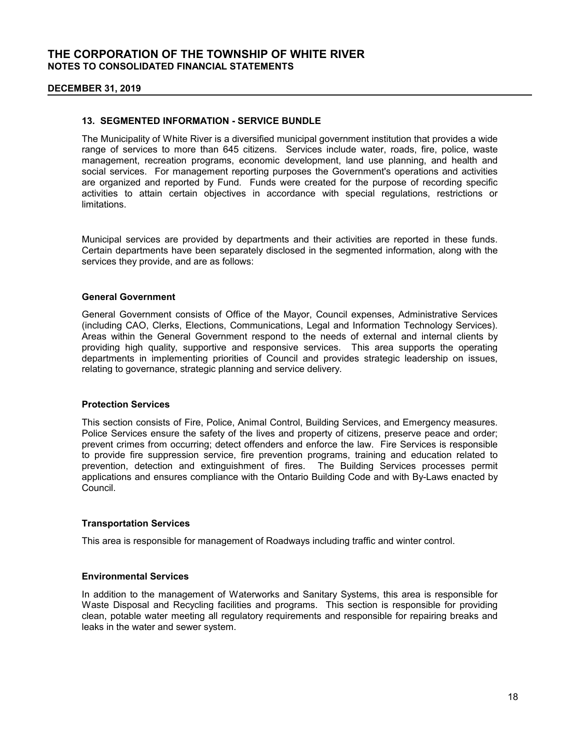## 13. SEGMENTED INFORMATION - SERVICE BUNDLE

The Municipality of White River is a diversified municipal government institution that provides a wide range of services to more than 645 citizens. Services include water, roads, fire, police, waste management, recreation programs, economic development, land use planning, and health and social services. For management reporting purposes the Government's operations and activities are organized and reported by Fund. Funds were created for the purpose of recording specific activities to attain certain objectives in accordance with special regulations, restrictions or limitations.

Municipal services are provided by departments and their activities are reported in these funds. Certain departments have been separately disclosed in the segmented information, along with the services they provide, and are as follows:

### General Government

General Government consists of Office of the Mayor, Council expenses, Administrative Services (including CAO, Clerks, Elections, Communications, Legal and Information Technology Services). Areas within the General Government respond to the needs of external and internal clients by providing high quality, supportive and responsive services. This area supports the operating departments in implementing priorities of Council and provides strategic leadership on issues, relating to governance, strategic planning and service delivery.

### Protection Services

This section consists of Fire, Police, Animal Control, Building Services, and Emergency measures. Police Services ensure the safety of the lives and property of citizens, preserve peace and order; prevent crimes from occurring; detect offenders and enforce the law. Fire Services is responsible to provide fire suppression service, fire prevention programs, training and education related to prevention, detection and extinguishment of fires. The Building Services processes permit applications and ensures compliance with the Ontario Building Code and with By-Laws enacted by Council.

### Transportation Services

This area is responsible for management of Roadways including traffic and winter control.

### Environmental Services

In addition to the management of Waterworks and Sanitary Systems, this area is responsible for Waste Disposal and Recycling facilities and programs. This section is responsible for providing clean, potable water meeting all regulatory requirements and responsible for repairing breaks and leaks in the water and sewer system.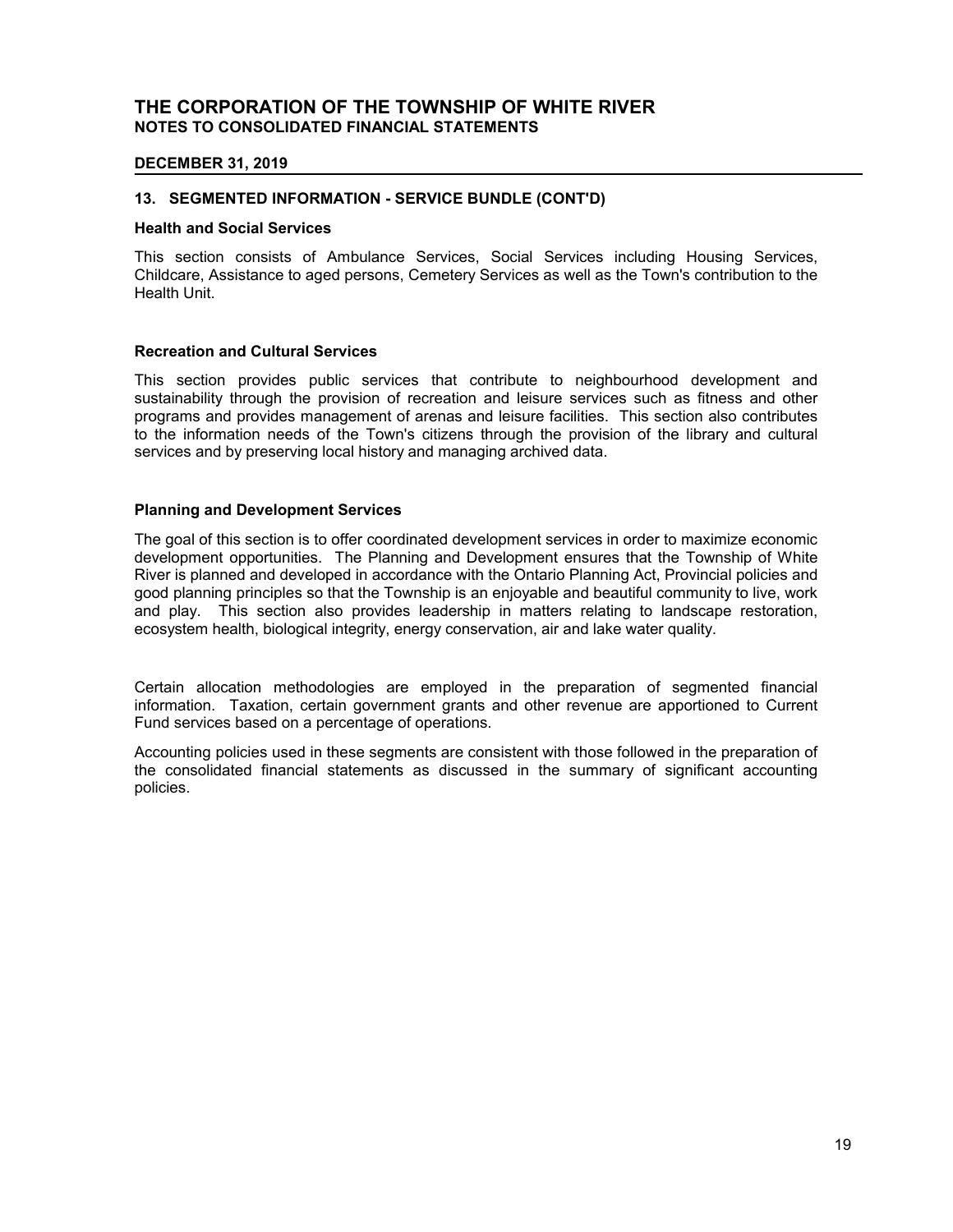# THE CORPORATION OF THE TOWNSHIP OF WHITE RIVER
## NOTES TO CONSOLIDATED FINANCIAL STATEMENTS

**DECEMBER 31, 2019**

### 13. SEGMENTED INFORMATION - SERVICE BUNDLE (CONT'D)

**Health and Social Services**

This section consists of Ambulance Services, Social Services including Housing Services, Childcare, Assistance to aged persons, Cemetery Services as well as the Town's contribution to the Health Unit.

**Recreation and Cultural Services**

This section provides public services that contribute to neighbourhood development and sustainability through the provision of recreation and leisure services such as fitness and other programs and provides management of arenas and leisure facilities. This section also contributes to the information needs of the Town's citizens through the provision of the library and cultural services and by preserving local history and managing archived data.

**Planning and Development Services**

The goal of this section is to offer coordinated development services in order to maximize economic development opportunities. The Planning and Development ensures that the Township of White River is planned and developed in accordance with the Ontario Planning Act, Provincial policies and good planning principles so that the Township is an enjoyable and beautiful community to live, work and play. This section also provides leadership in matters relating to landscape restoration, ecosystem health, biological integrity, energy conservation, air and lake water quality.

Certain allocation methodologies are employed in the preparation of segmented financial information. Taxation, certain government grants and other revenue are apportioned to Current Fund services based on a percentage of operations.

Accounting policies used in these segments are consistent with those followed in the preparation of the consolidated financial statements as discussed in the summary of significant accounting policies.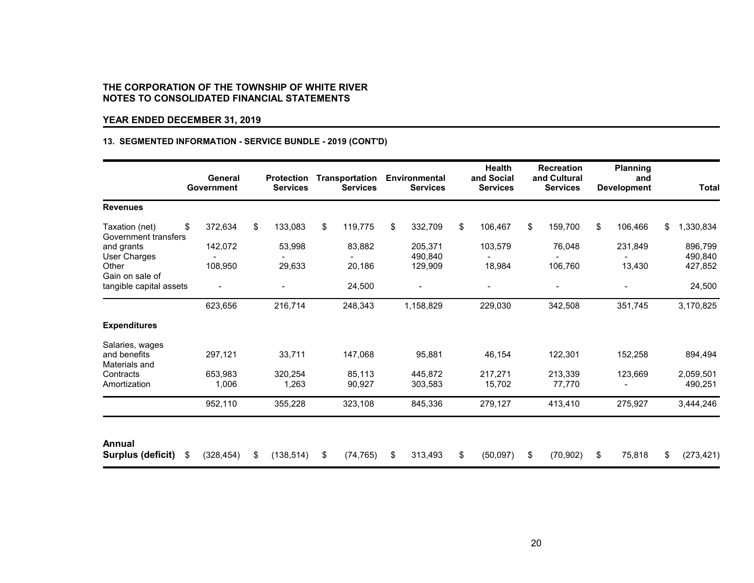**THE CORPORATION OF THE TOWNSHIP OF WHITE RIVER**
**NOTES TO CONSOLIDATED FINANCIAL STATEMENTS**

**YEAR ENDED DECEMBER 31, 2019**

**13. SEGMENTED INFORMATION - SERVICE BUNDLE - 2019 (CONT'D)**

| | General Government | Protection Services | Transportation Services | Environmental Services | Health and Social Services | Recreation and Cultural Services | Planning and Development | Total |
|---|---|---|---|---|---|---|---|---|
| **Revenues** | | | | | | | | |
| Taxation (net) | $ 372,634 | $ 133,083 | $ 119,775 | $ 332,709 | $ 106,467 | $ 159,700 | $ 106,466 | $ 1,330,834 |
| Government transfers and grants | 142,072 | 53,998 | 83,882 | 205,371 | 103,579 | 76,048 | 231,849 | 896,799 |
| User Charges | - | - | - | 490,840 | - | - | - | 490,840 |
| Other | 108,950 | 29,633 | 20,186 | 129,909 | 18,984 | 106,760 | 13,430 | 427,852 |
| Gain on sale of tangible capital assets | - | - | 24,500 | - | - | - | - | 24,500 |
| | 623,656 | 216,714 | 248,343 | 1,158,829 | 229,030 | 342,508 | 351,745 | 3,170,825 |
| **Expenditures** | | | | | | | | |
| Salaries, wages and benefits | 297,121 | 33,711 | 147,068 | 95,881 | 46,154 | 122,301 | 152,258 | 894,494 |
| Materials and Contracts | 653,983 | 320,254 | 85,113 | 445,872 | 217,271 | 213,339 | 123,669 | 2,059,501 |
| Amortization | 1,006 | 1,263 | 90,927 | 303,583 | 15,702 | 77,770 | - | 490,251 |
| | 952,110 | 355,228 | 323,108 | 845,336 | 279,127 | 413,410 | 275,927 | 3,444,246 |
| **Annual Surplus (deficit)** | $ (328,454) | $ (138,514) | $ (74,765) | $ 313,493 | $ (50,097) | $ (70,902) | $ 75,818 | $ (273,421) |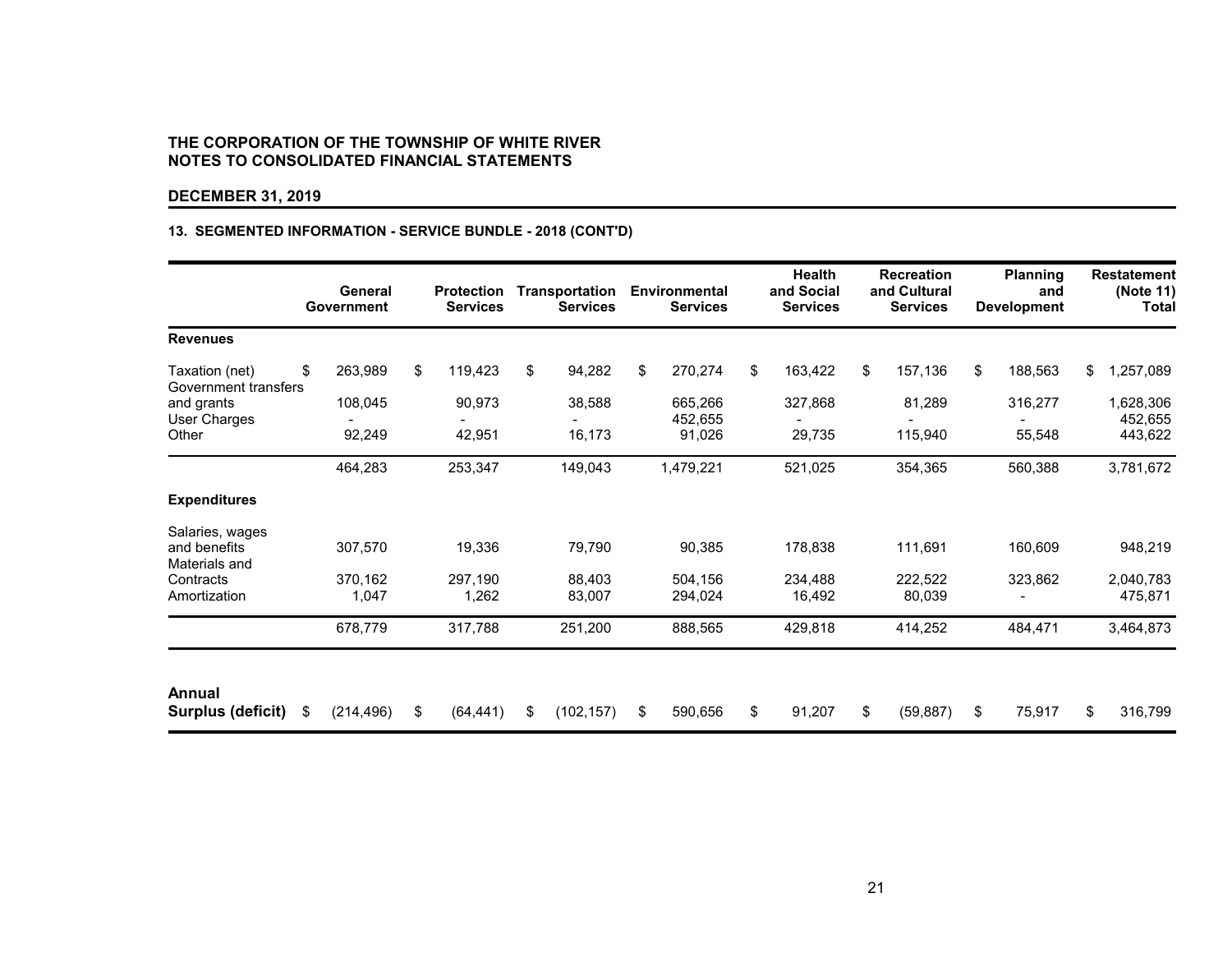**THE CORPORATION OF THE TOWNSHIP OF WHITE RIVER**
**NOTES TO CONSOLIDATED FINANCIAL STATEMENTS**

**DECEMBER 31, 2019**

**13. SEGMENTED INFORMATION - SERVICE BUNDLE - 2018 (CONT'D)**

| | General Government | Protection Services | Transportation Services | Environmental Services | Health and Social Services | Recreation and Cultural Services | Planning and Development | Restatement (Note 11) Total |
|---|---|---|---|---|---|---|---|---|
| **Revenues** | | | | | | | | |
| Taxation (net) | $ 263,989 | $ 119,423 | $ 94,282 | $ 270,274 | $ 163,422 | $ 157,136 | $ 188,563 | $ 1,257,089 |
| Government transfers and grants | 108,045 | 90,973 | 38,588 | 665,266 | 327,868 | 81,289 | 316,277 | 1,628,306 |
| User Charges | - | - | - | 452,655 | - | - | - | 452,655 |
| Other | 92,249 | 42,951 | 16,173 | 91,026 | 29,735 | 115,940 | 55,548 | 443,622 |
| | 464,283 | 253,347 | 149,043 | 1,479,221 | 521,025 | 354,365 | 560,388 | 3,781,672 |
| **Expenditures** | | | | | | | | |
| Salaries, wages and benefits | 307,570 | 19,336 | 79,790 | 90,385 | 178,838 | 111,691 | 160,609 | 948,219 |
| Materials and Contracts | 370,162 | 297,190 | 88,403 | 504,156 | 234,488 | 222,522 | 323,862 | 2,040,783 |
| Amortization | 1,047 | 1,262 | 83,007 | 294,024 | 16,492 | 80,039 | - | 475,871 |
| | 678,779 | 317,788 | 251,200 | 888,565 | 429,818 | 414,252 | 484,471 | 3,464,873 |
| **Annual Surplus (deficit)** | $ (214,496) | $ (64,441) | $ (102,157) | $ 590,656 | $ 91,207 | $ (59,887) | $ 75,917 | $ 316,799 |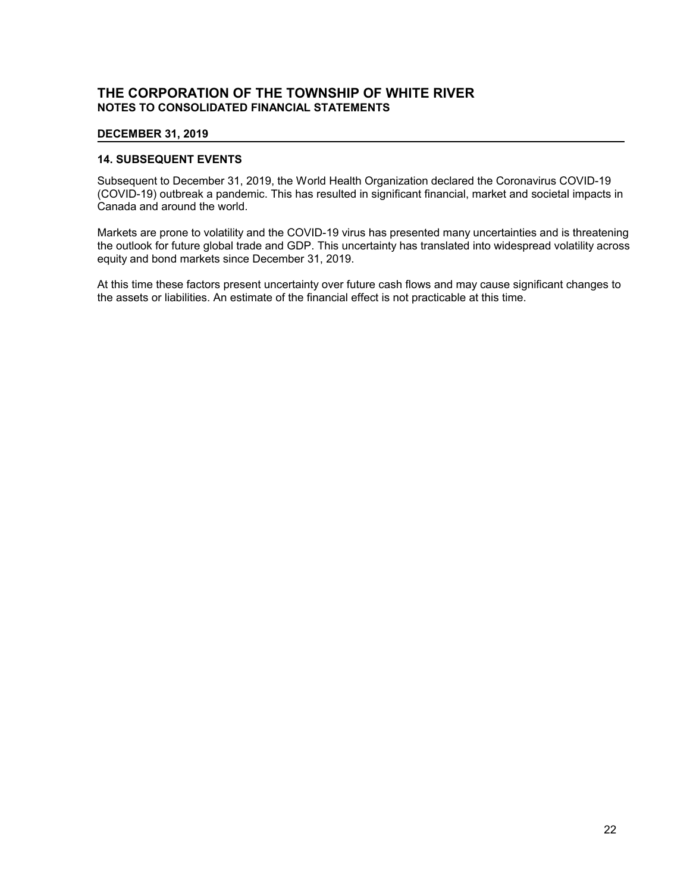# THE CORPORATION OF THE TOWNSHIP OF WHITE RIVER
## NOTES TO CONSOLIDATED FINANCIAL STATEMENTS

**DECEMBER 31, 2019**

### 14. SUBSEQUENT EVENTS

Subsequent to December 31, 2019, the World Health Organization declared the Coronavirus COVID-19 (COVID-19) outbreak a pandemic. This has resulted in significant financial, market and societal impacts in Canada and around the world.

Markets are prone to volatility and the COVID-19 virus has presented many uncertainties and is threatening the outlook for future global trade and GDP. This uncertainty has translated into widespread volatility across equity and bond markets since December 31, 2019.

At this time these factors present uncertainty over future cash flows and may cause significant changes to the assets or liabilities. An estimate of the financial effect is not practicable at this time.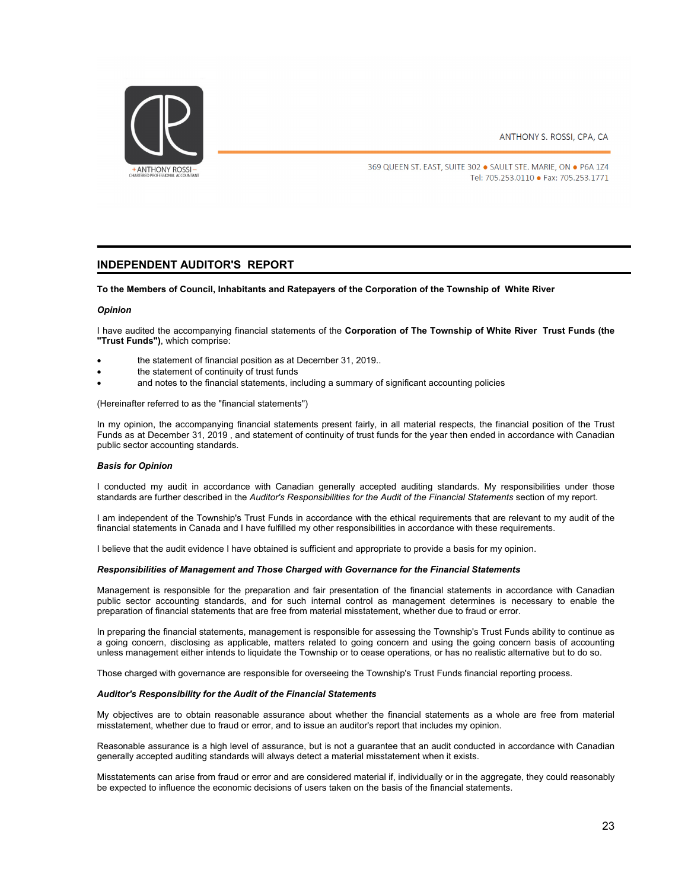ANTHONY S. ROSSI, CPA, CA

369 QUEEN ST. EAST, SUITE 302 ● SAULT STE. MARIE, ON ● P6A 1Z4
Tel: 705.253.0110 ● Fax: 705.253.1771

## INDEPENDENT AUDITOR'S REPORT

**To the Members of Council, Inhabitants and Ratepayers of the Corporation of the Township of White River**

***Opinion***

I have audited the accompanying financial statements of the **Corporation of The Township of White River Trust Funds (the "Trust Funds")**, which comprise:

- the statement of financial position as at December 31, 2019..
- the statement of continuity of trust funds
- and notes to the financial statements, including a summary of significant accounting policies

(Hereinafter referred to as the "financial statements")

In my opinion, the accompanying financial statements present fairly, in all material respects, the financial position of the Trust Funds as at December 31, 2019 , and statement of continuity of trust funds for the year then ended in accordance with Canadian public sector accounting standards.

***Basis for Opinion***

I conducted my audit in accordance with Canadian generally accepted auditing standards. My responsibilities under those standards are further described in the *Auditor's Responsibilities for the Audit of the Financial Statements* section of my report.

I am independent of the Township's Trust Funds in accordance with the ethical requirements that are relevant to my audit of the financial statements in Canada and I have fulfilled my other responsibilities in accordance with these requirements.

I believe that the audit evidence I have obtained is sufficient and appropriate to provide a basis for my opinion.

***Responsibilities of Management and Those Charged with Governance for the Financial Statements***

Management is responsible for the preparation and fair presentation of the financial statements in accordance with Canadian public sector accounting standards, and for such internal control as management determines is necessary to enable the preparation of financial statements that are free from material misstatement, whether due to fraud or error.

In preparing the financial statements, management is responsible for assessing the Township's Trust Funds ability to continue as a going concern, disclosing as applicable, matters related to going concern and using the going concern basis of accounting unless management either intends to liquidate the Township or to cease operations, or has no realistic alternative but to do so.

Those charged with governance are responsible for overseeing the Township's Trust Funds financial reporting process.

***Auditor's Responsibility for the Audit of the Financial Statements***

My objectives are to obtain reasonable assurance about whether the financial statements as a whole are free from material misstatement, whether due to fraud or error, and to issue an auditor's report that includes my opinion.

Reasonable assurance is a high level of assurance, but is not a guarantee that an audit conducted in accordance with Canadian generally accepted auditing standards will always detect a material misstatement when it exists.

Misstatements can arise from fraud or error and are considered material if, individually or in the aggregate, they could reasonably be expected to influence the economic decisions of users taken on the basis of the financial statements.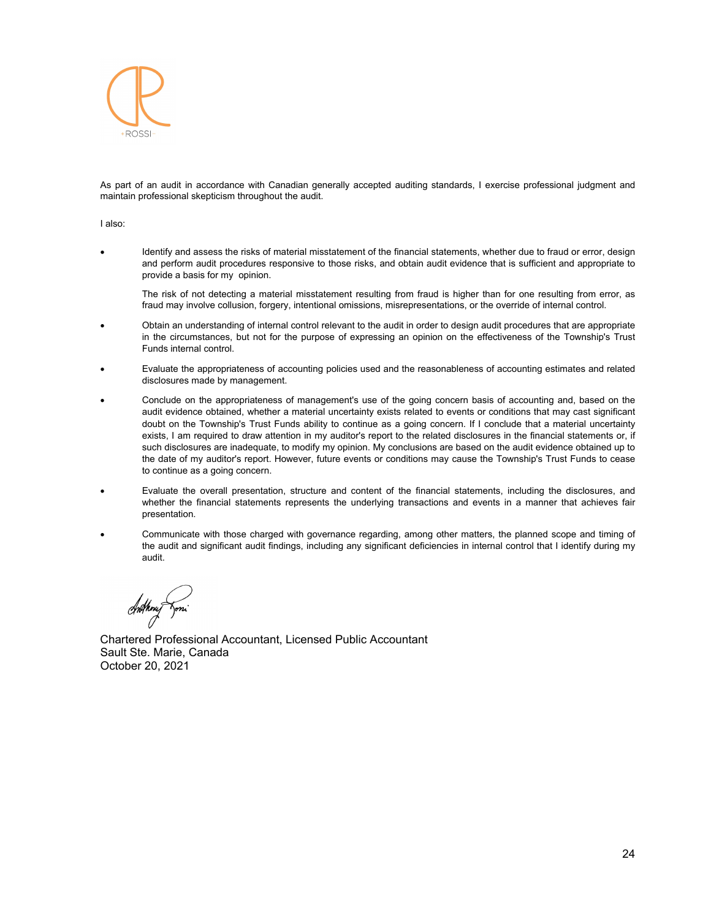ROSSI

As part of an audit in accordance with Canadian generally accepted auditing standards, I exercise professional judgment and maintain professional skepticism throughout the audit.

I also:

- Identify and assess the risks of material misstatement of the financial statements, whether due to fraud or error, design and perform audit procedures responsive to those risks, and obtain audit evidence that is sufficient and appropriate to provide a basis for my opinion.

  The risk of not detecting a material misstatement resulting from fraud is higher than for one resulting from error, as fraud may involve collusion, forgery, intentional omissions, misrepresentations, or the override of internal control.

- Obtain an understanding of internal control relevant to the audit in order to design audit procedures that are appropriate in the circumstances, but not for the purpose of expressing an opinion on the effectiveness of the Township's Trust Funds internal control.

- Evaluate the appropriateness of accounting policies used and the reasonableness of accounting estimates and related disclosures made by management.

- Conclude on the appropriateness of management's use of the going concern basis of accounting and, based on the audit evidence obtained, whether a material uncertainty exists related to events or conditions that may cast significant doubt on the Township's Trust Funds ability to continue as a going concern. If I conclude that a material uncertainty exists, I am required to draw attention in my auditor's report to the related disclosures in the financial statements or, if such disclosures are inadequate, to modify my opinion. My conclusions are based on the audit evidence obtained up to the date of my auditor's report. However, future events or conditions may cause the Township's Trust Funds to cease to continue as a going concern.

- Evaluate the overall presentation, structure and content of the financial statements, including the disclosures, and whether the financial statements represents the underlying transactions and events in a manner that achieves fair presentation.

- Communicate with those charged with governance regarding, among other matters, the planned scope and timing of the audit and significant audit findings, including any significant deficiencies in internal control that I identify during my audit.

Chartered Professional Accountant, Licensed Public Accountant
Sault Ste. Marie, Canada
October 20, 2021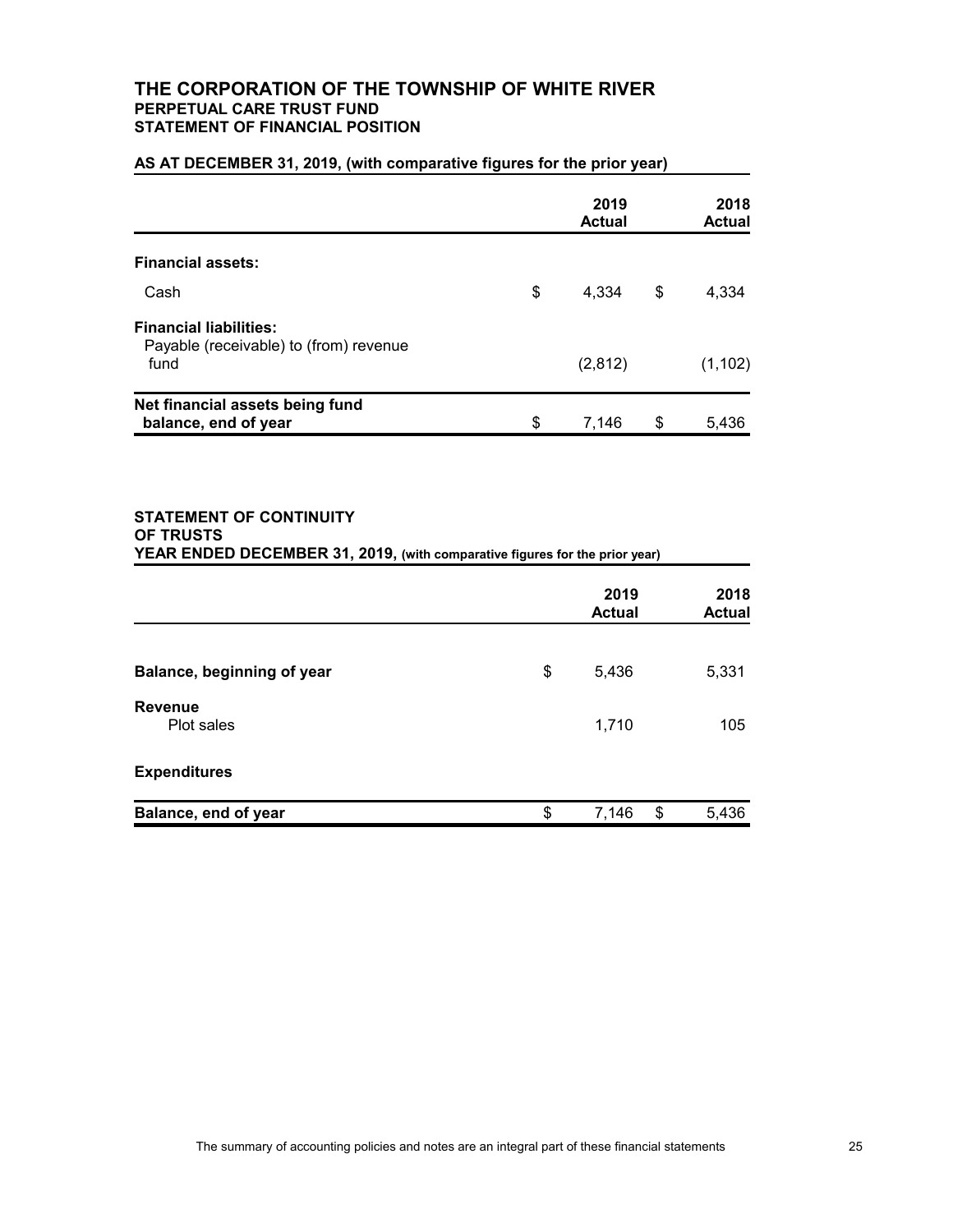# THE CORPORATION OF THE TOWNSHIP OF WHITE RIVER

## PERPETUAL CARE TRUST FUND

## STATEMENT OF FINANCIAL POSITION

**AS AT DECEMBER 31, 2019, (with comparative figures for the prior year)**

| | 2019 Actual | 2018 Actual |
|---|---|---|
| **Financial assets:** | | |
| Cash | $ 4,334 | $ 4,334 |
| **Financial liabilities:** | | |
| Payable (receivable) to (from) revenue fund | (2,812) | (1,102) |
| **Net financial assets being fund balance, end of year** | $ 7,146 | $ 5,436 |

## STATEMENT OF CONTINUITY OF TRUSTS

**YEAR ENDED DECEMBER 31, 2019,** (with comparative figures for the prior year)

| | 2019 Actual | 2018 Actual |
|---|---|---|
| **Balance, beginning of year** | $ 5,436 | 5,331 |
| **Revenue** | | |
| Plot sales | 1,710 | 105 |
| **Expenditures** | | |
| **Balance, end of year** | $ 7,146 | $ 5,436 |

The summary of accounting policies and notes are an integral part of these financial statements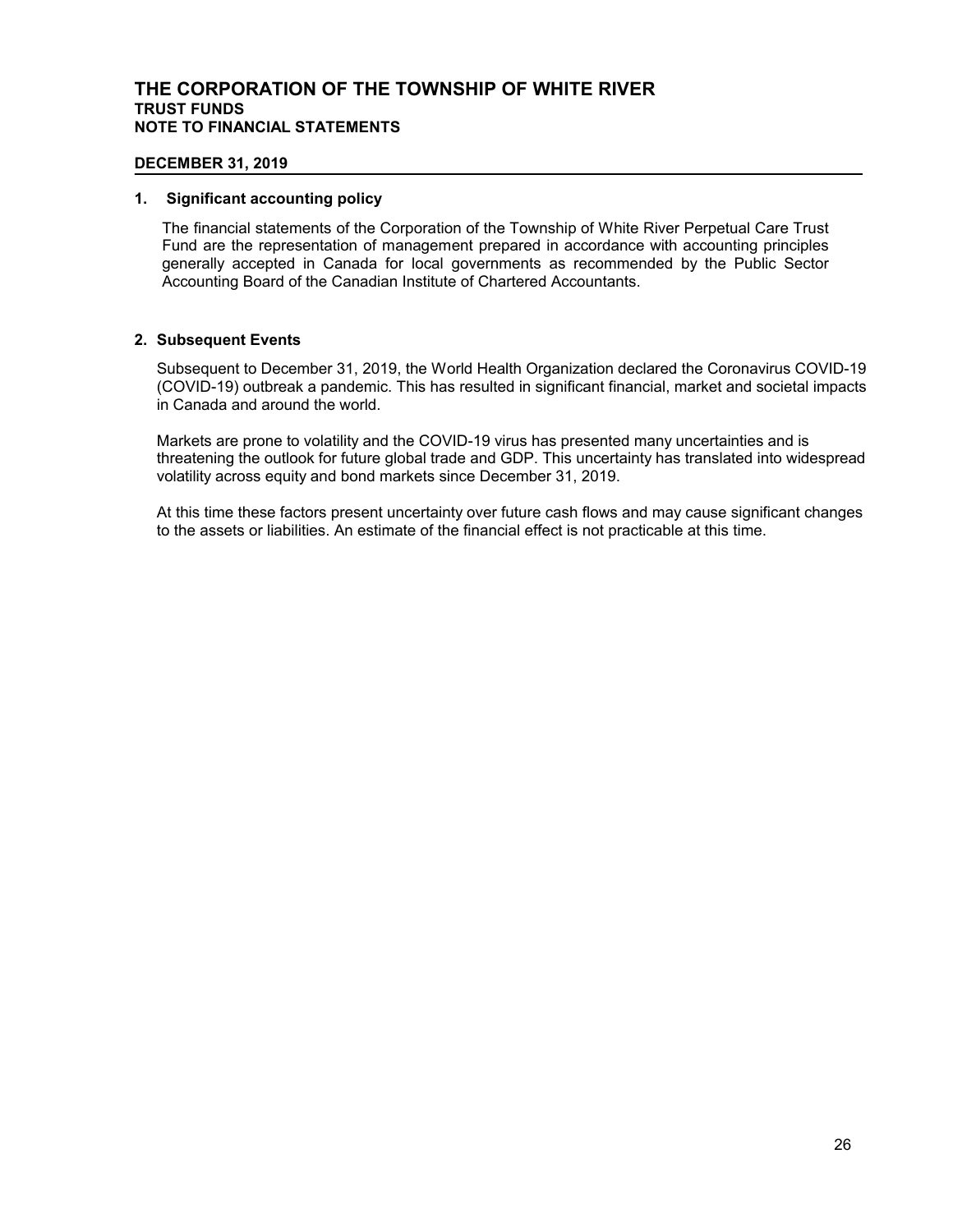# THE CORPORATION OF THE TOWNSHIP OF WHITE RIVER
## TRUST FUNDS
## NOTE TO FINANCIAL STATEMENTS

**DECEMBER 31, 2019**

### 1. Significant accounting policy

The financial statements of the Corporation of the Township of White River Perpetual Care Trust Fund are the representation of management prepared in accordance with accounting principles generally accepted in Canada for local governments as recommended by the Public Sector Accounting Board of the Canadian Institute of Chartered Accountants.

### 2. Subsequent Events

Subsequent to December 31, 2019, the World Health Organization declared the Coronavirus COVID-19 (COVID-19) outbreak a pandemic. This has resulted in significant financial, market and societal impacts in Canada and around the world.

Markets are prone to volatility and the COVID-19 virus has presented many uncertainties and is threatening the outlook for future global trade and GDP. This uncertainty has translated into widespread volatility across equity and bond markets since December 31, 2019.

At this time these factors present uncertainty over future cash flows and may cause significant changes to the assets or liabilities. An estimate of the financial effect is not practicable at this time.